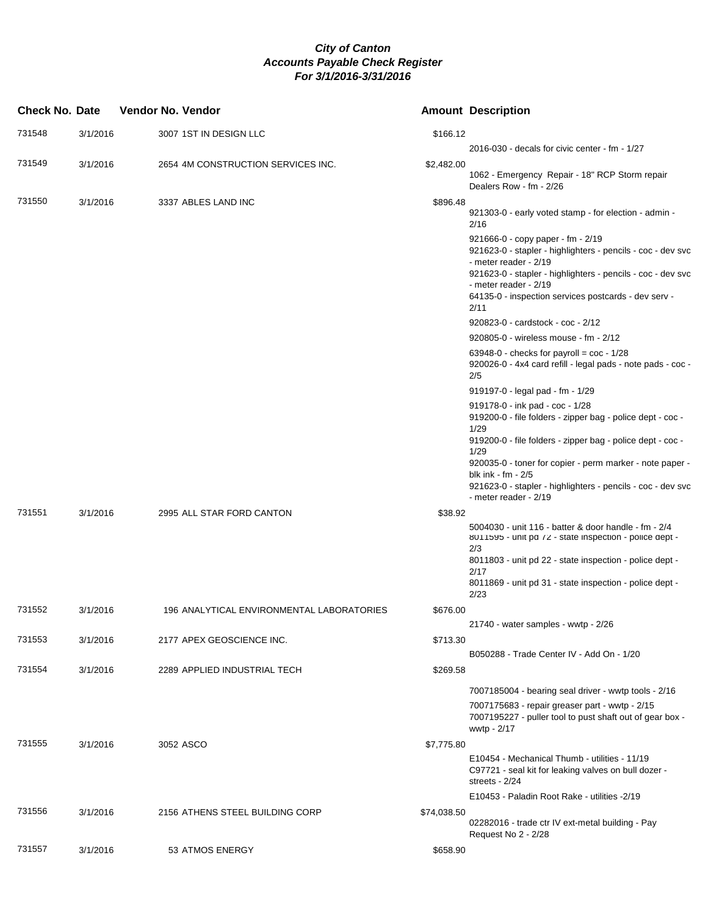***City of Canton***
***Accounts Payable Check Register***
***For 3/1/2016-3/31/2016***

| Check No. | Date | Vendor No. | Vendor | Amount | Description |
|---|---|---|---|---|---|
| 731548 | 3/1/2016 | 3007 | 1ST IN DESIGN LLC | $166.12 | |
| | | | | | 2016-030 - decals for civic center - fm - 1/27 |
| 731549 | 3/1/2016 | 2654 | 4M CONSTRUCTION SERVICES INC. | $2,482.00 | |
| | | | | | 1062 - Emergency Repair - 18" RCP Storm repair Dealers Row - fm - 2/26 |
| 731550 | 3/1/2016 | 3337 | ABLES LAND INC | $896.48 | |
| | | | | | 921303-0 - early voted stamp - for election - admin - 2/16 |
| | | | | | 921666-0 - copy paper - fm - 2/19 |
| | | | | | 921623-0 - stapler - highlighters - pencils - coc - dev svc - meter reader - 2/19 |
| | | | | | 921623-0 - stapler - highlighters - pencils - coc - dev svc - meter reader - 2/19 |
| | | | | | 64135-0 - inspection services postcards - dev serv - 2/11 |
| | | | | | 920823-0 - cardstock - coc - 2/12 |
| | | | | | 920805-0 - wireless mouse - fm - 2/12 |
| | | | | | 63948-0 - checks for payroll = coc - 1/28 |
| | | | | | 920026-0 - 4x4 card refill - legal pads - note pads - coc - 2/5 |
| | | | | | 919197-0 - legal pad - fm - 1/29 |
| | | | | | 919178-0 - ink pad - coc - 1/28 |
| | | | | | 919200-0 - file folders - zipper bag - police dept - coc - 1/29 |
| | | | | | 919200-0 - file folders - zipper bag - police dept - coc - 1/29 |
| | | | | | 920035-0 - toner for copier - perm marker - note paper - blk ink - fm - 2/5 |
| | | | | | 921623-0 - stapler - highlighters - pencils - coc - dev svc - meter reader - 2/19 |
| 731551 | 3/1/2016 | 2995 | ALL STAR FORD CANTON | $38.92 | |
| | | | | | 5004030 - unit 116 - batter & door handle - fm - 2/4 |
| | | | | | 8011595 - unit pd 72 - state inspection - police dept - 2/3 |
| | | | | | 8011803 - unit pd 22 - state inspection - police dept - 2/17 |
| | | | | | 8011869 - unit pd 31 - state inspection - police dept - 2/23 |
| 731552 | 3/1/2016 | 196 | ANALYTICAL ENVIRONMENTAL LABORATORIES | $676.00 | |
| | | | | | 21740 - water samples - wwtp - 2/26 |
| 731553 | 3/1/2016 | 2177 | APEX GEOSCIENCE INC. | $713.30 | |
| | | | | | B050288 - Trade Center IV - Add On - 1/20 |
| 731554 | 3/1/2016 | 2289 | APPLIED INDUSTRIAL TECH | $269.58 | |
| | | | | | 7007185004 - bearing seal driver - wwtp tools - 2/16 |
| | | | | | 7007175683 - repair greaser part - wwtp - 2/15 |
| | | | | | 7007195227 - puller tool to pust shaft out of gear box - wwtp - 2/17 |
| 731555 | 3/1/2016 | 3052 | ASCO | $7,775.80 | |
| | | | | | E10454 - Mechanical Thumb - utilities - 11/19 |
| | | | | | C97721 - seal kit for leaking valves on bull dozer - streets - 2/24 |
| | | | | | E10453 - Paladin Root Rake - utilities -2/19 |
| 731556 | 3/1/2016 | 2156 | ATHENS STEEL BUILDING CORP | $74,038.50 | |
| | | | | | 02282016 - trade ctr IV ext-metal building - Pay Request No 2 - 2/28 |
| 731557 | 3/1/2016 | 53 | ATMOS ENERGY | $658.90 | |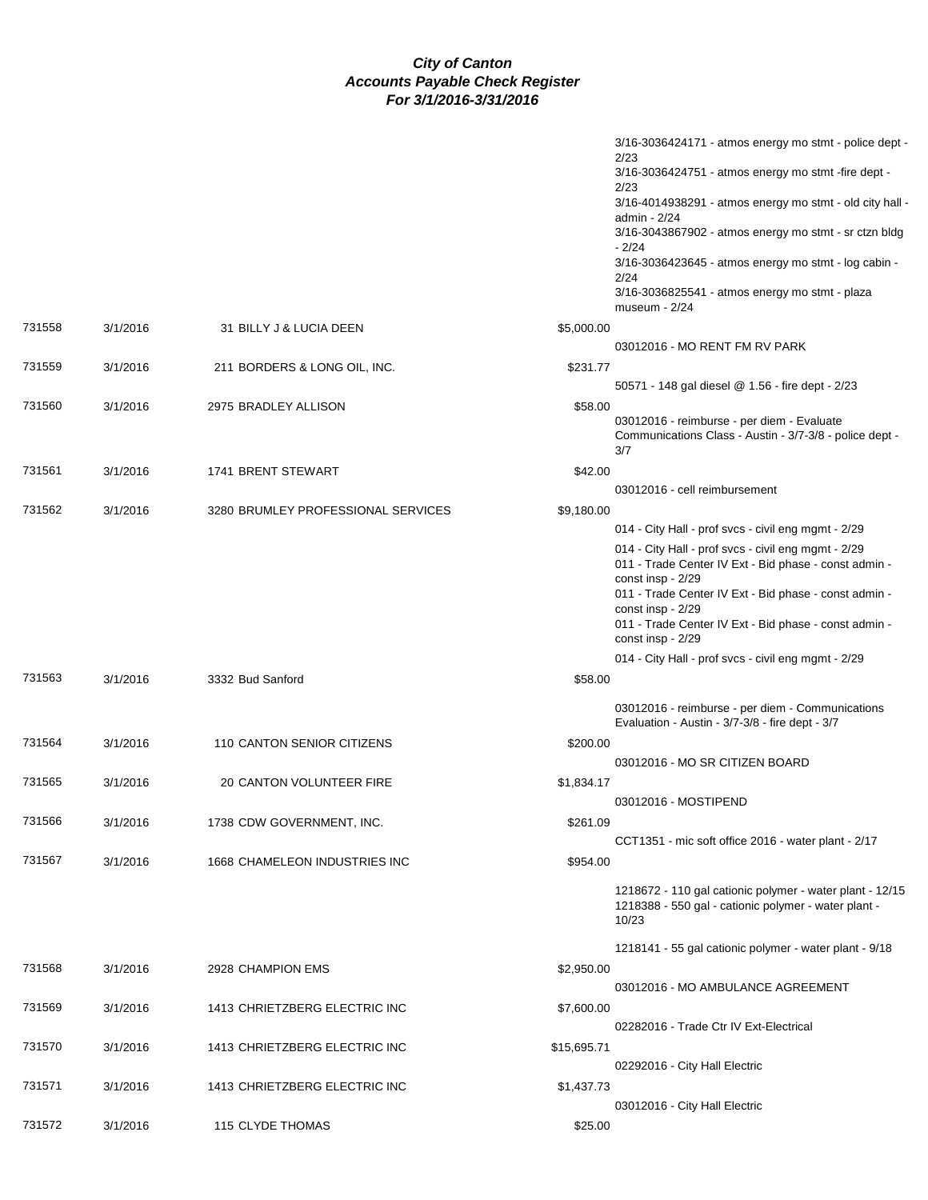# City of Canton
## Accounts Payable Check Register
### For 3/1/2016-3/31/2016

| Check # | Date | Vendor | Amount | Description |
|---|---|---|---|---|
| | | | | 3/16-3036424171 - atmos energy mo stmt - police dept - 2/23<br>3/16-3036424751 - atmos energy mo stmt -fire dept - 2/23<br>3/16-4014938291 - atmos energy mo stmt - old city hall - admin - 2/24<br>3/16-3043867902 - atmos energy mo stmt - sr ctzn bldg - 2/24<br>3/16-3036423645 - atmos energy mo stmt - log cabin - 2/24<br>3/16-3036825541 - atmos energy mo stmt - plaza museum - 2/24 |
| 731558 | 3/1/2016 | 31 BILLY J & LUCIA DEEN | $5,000.00 | 03012016 - MO RENT FM RV PARK |
| 731559 | 3/1/2016 | 211 BORDERS & LONG OIL, INC. | $231.77 | 50571 - 148 gal diesel @ 1.56 - fire dept - 2/23 |
| 731560 | 3/1/2016 | 2975 BRADLEY ALLISON | $58.00 | 03012016 - reimburse - per diem - Evaluate Communications Class - Austin - 3/7-3/8 - police dept - 3/7 |
| 731561 | 3/1/2016 | 1741 BRENT STEWART | $42.00 | 03012016 - cell reimbursement |
| 731562 | 3/1/2016 | 3280 BRUMLEY PROFESSIONAL SERVICES | $9,180.00 | 014 - City Hall - prof svcs - civil eng mgmt - 2/29<br>014 - City Hall - prof svcs - civil eng mgmt - 2/29<br>011 - Trade Center IV Ext - Bid phase - const admin - const insp - 2/29<br>011 - Trade Center IV Ext - Bid phase - const admin - const insp - 2/29<br>011 - Trade Center IV Ext - Bid phase - const admin - const insp - 2/29<br>014 - City Hall - prof svcs - civil eng mgmt - 2/29 |
| 731563 | 3/1/2016 | 3332 Bud Sanford | $58.00 | 03012016 - reimburse - per diem - Communications Evaluation - Austin - 3/7-3/8 - fire dept - 3/7 |
| 731564 | 3/1/2016 | 110 CANTON SENIOR CITIZENS | $200.00 | 03012016 - MO SR CITIZEN BOARD |
| 731565 | 3/1/2016 | 20 CANTON VOLUNTEER FIRE | $1,834.17 | 03012016 - MOSTIPEND |
| 731566 | 3/1/2016 | 1738 CDW GOVERNMENT, INC. | $261.09 | CCT1351 - mic soft office 2016 - water plant - 2/17 |
| 731567 | 3/1/2016 | 1668 CHAMELEON INDUSTRIES INC | $954.00 | 1218672 - 110 gal cationic polymer - water plant - 12/15<br>1218388 - 550 gal - cationic polymer - water plant - 10/23<br>1218141 - 55 gal cationic polymer - water plant - 9/18 |
| 731568 | 3/1/2016 | 2928 CHAMPION EMS | $2,950.00 | 03012016 - MO AMBULANCE AGREEMENT |
| 731569 | 3/1/2016 | 1413 CHRIETZBERG ELECTRIC INC | $7,600.00 | 02282016 - Trade Ctr IV Ext-Electrical |
| 731570 | 3/1/2016 | 1413 CHRIETZBERG ELECTRIC INC | $15,695.71 | 02292016 - City Hall Electric |
| 731571 | 3/1/2016 | 1413 CHRIETZBERG ELECTRIC INC | $1,437.73 | 03012016 - City Hall Electric |
| 731572 | 3/1/2016 | 115 CLYDE THOMAS | $25.00 | |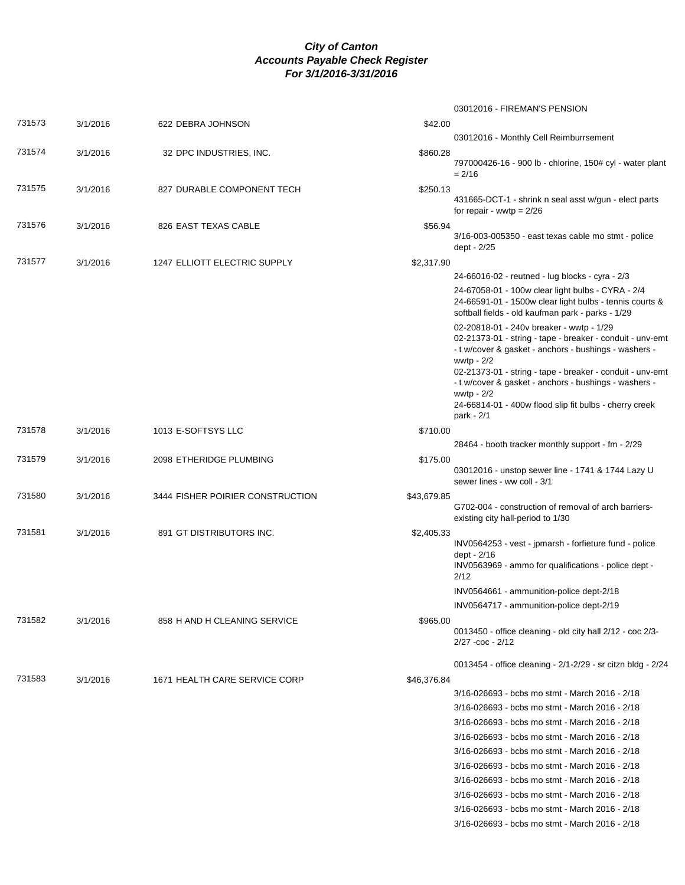***City of Canton***
***Accounts Payable Check Register***
***For 3/1/2016-3/31/2016***

| Check # | Date | Vendor | Amount | Description |
|---|---|---|---|---|
| | | | | 03012016 - FIREMAN'S PENSION |
| 731573 | 3/1/2016 | 622 DEBRA JOHNSON | $42.00 | |
| | | | | 03012016 - Monthly Cell Reimburrsement |
| 731574 | 3/1/2016 | 32 DPC INDUSTRIES, INC. | $860.28 | |
| | | | | 797000426-16 - 900 lb - chlorine, 150# cyl - water plant = 2/16 |
| 731575 | 3/1/2016 | 827 DURABLE COMPONENT TECH | $250.13 | |
| | | | | 431665-DCT-1 - shrink n seal asst w/gun - elect parts for repair - wwtp = 2/26 |
| 731576 | 3/1/2016 | 826 EAST TEXAS CABLE | $56.94 | |
| | | | | 3/16-003-005350 - east texas cable mo stmt - police dept - 2/25 |
| 731577 | 3/1/2016 | 1247 ELLIOTT ELECTRIC SUPPLY | $2,317.90 | |
| | | | | 24-66016-02 - reutned - lug blocks - cyra - 2/3 |
| | | | | 24-67058-01 - 100w clear light bulbs - CYRA - 2/4 |
| | | | | 24-66591-01 - 1500w clear light bulbs - tennis courts & softball fields - old kaufman park - parks - 1/29 |
| | | | | 02-20818-01 - 240v breaker - wwtp - 1/29 |
| | | | | 02-21373-01 - string - tape - breaker - conduit - unv-emt - t w/cover & gasket - anchors - bushings - washers - wwtp - 2/2 |
| | | | | 02-21373-01 - string - tape - breaker - conduit - unv-emt - t w/cover & gasket - anchors - bushings - washers - wwtp - 2/2 |
| | | | | 24-66814-01 - 400w flood slip fit bulbs - cherry creek park - 2/1 |
| 731578 | 3/1/2016 | 1013 E-SOFTSYS LLC | $710.00 | |
| | | | | 28464 - booth tracker monthly support - fm - 2/29 |
| 731579 | 3/1/2016 | 2098 ETHERIDGE PLUMBING | $175.00 | |
| | | | | 03012016 - unstop sewer line - 1741 & 1744 Lazy U sewer lines - ww coll - 3/1 |
| 731580 | 3/1/2016 | 3444 FISHER POIRIER CONSTRUCTION | $43,679.85 | |
| | | | | G702-004 - construction of removal of arch barriers-existing city hall-period to 1/30 |
| 731581 | 3/1/2016 | 891 GT DISTRIBUTORS INC. | $2,405.33 | |
| | | | | INV0564253 - vest - jpmarsh - forfieture fund - police dept - 2/16 |
| | | | | INV0563969 - ammo for qualifications - police dept - 2/12 |
| | | | | INV0564661 - ammunition-police dept-2/18 |
| | | | | INV0564717 - ammunition-police dept-2/19 |
| 731582 | 3/1/2016 | 858 H AND H CLEANING SERVICE | $965.00 | |
| | | | | 0013450 - office cleaning - old city hall 2/12 - coc 2/3-2/27 -coc - 2/12 |
| | | | | 0013454 - office cleaning - 2/1-2/29 - sr citzn bldg - 2/24 |
| 731583 | 3/1/2016 | 1671 HEALTH CARE SERVICE CORP | $46,376.84 | |
| | | | | 3/16-026693 - bcbs mo stmt - March 2016 - 2/18 |
| | | | | 3/16-026693 - bcbs mo stmt - March 2016 - 2/18 |
| | | | | 3/16-026693 - bcbs mo stmt - March 2016 - 2/18 |
| | | | | 3/16-026693 - bcbs mo stmt - March 2016 - 2/18 |
| | | | | 3/16-026693 - bcbs mo stmt - March 2016 - 2/18 |
| | | | | 3/16-026693 - bcbs mo stmt - March 2016 - 2/18 |
| | | | | 3/16-026693 - bcbs mo stmt - March 2016 - 2/18 |
| | | | | 3/16-026693 - bcbs mo stmt - March 2016 - 2/18 |
| | | | | 3/16-026693 - bcbs mo stmt - March 2016 - 2/18 |
| | | | | 3/16-026693 - bcbs mo stmt - March 2016 - 2/18 |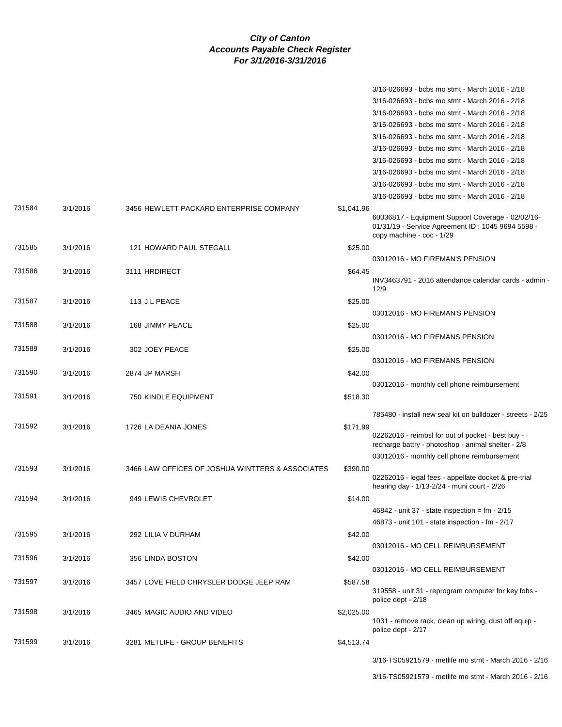# City of Canton
## Accounts Payable Check Register
### For 3/1/2016-3/31/2016

| Check | Date | Vendor | Amount | Description |
|---|---|---|---|---|
| | | | | 3/16-026693 - bcbs mo stmt - March 2016 - 2/18 |
| | | | | 3/16-026693 - bcbs mo stmt - March 2016 - 2/18 |
| | | | | 3/16-026693 - bcbs mo stmt - March 2016 - 2/18 |
| | | | | 3/16-026693 - bcbs mo stmt - March 2016 - 2/18 |
| | | | | 3/16-026693 - bcbs mo stmt - March 2016 - 2/18 |
| | | | | 3/16-026693 - bcbs mo stmt - March 2016 - 2/18 |
| | | | | 3/16-026693 - bcbs mo stmt - March 2016 - 2/18 |
| | | | | 3/16-026693 - bcbs mo stmt - March 2016 - 2/18 |
| | | | | 3/16-026693 - bcbs mo stmt - March 2016 - 2/18 |
| | | | | 3/16-026693 - bcbs mo stmt - March 2016 - 2/18 |
| 731584 | 3/1/2016 | 3456 HEWLETT PACKARD ENTERPRISE COMPANY | $1,041.96 | |
| | | | | 60036817 - Equipment Support Coverage - 02/02/16-01/31/19 - Service Agreement ID : 1045 9694 5598 - copy machine - coc - 1/29 |
| 731585 | 3/1/2016 | 121 HOWARD PAUL STEGALL | $25.00 | |
| | | | | 03012016 - MO FIREMAN'S PENSION |
| 731586 | 3/1/2016 | 3111 HRDIRECT | $64.45 | |
| | | | | INV3463791 - 2016 attendance calendar cards - admin - 12/9 |
| 731587 | 3/1/2016 | 113 J L PEACE | $25.00 | |
| | | | | 03012016 - MO FIREMAN'S PENSION |
| 731588 | 3/1/2016 | 168 JIMMY PEACE | $25.00 | |
| | | | | 03012016 - MO FIREMANS PENSION |
| 731589 | 3/1/2016 | 302 JOEY PEACE | $25.00 | |
| | | | | 03012016 - MO FIREMANS PENSION |
| 731590 | 3/1/2016 | 2874 JP MARSH | $42.00 | |
| | | | | 03012016 - monthly cell phone reimbursement |
| 731591 | 3/1/2016 | 750 KINDLE EQUIPMENT | $518.30 | |
| | | | | 785480 - install new seal kit on bulldozer - streets - 2/25 |
| 731592 | 3/1/2016 | 1726 LA DEANIA JONES | $171.99 | |
| | | | | 02262016 - reimbsl for out of pocket - best buy - recharge battry - photoshop - animal shelter - 2/8 |
| | | | | 03012016 - monthly cell phone reimbursement |
| 731593 | 3/1/2016 | 3466 LAW OFFICES OF JOSHUA WINTTERS & ASSOCIATES | $390.00 | |
| | | | | 02262016 - legal fees - appellate docket & pre-trial hearing day - 1/13-2/24 - muni court - 2/26 |
| 731594 | 3/1/2016 | 949 LEWIS CHEVROLET | $14.00 | |
| | | | | 46842 - unit 37 - state inspection = fm - 2/15 |
| | | | | 46873 - unit 101 - state inspection - fm - 2/17 |
| 731595 | 3/1/2016 | 292 LILIA V DURHAM | $42.00 | |
| | | | | 03012016 - MO CELL REIMBURSEMENT |
| 731596 | 3/1/2016 | 356 LINDA BOSTON | $42.00 | |
| | | | | 03012016 - MO CELL REIMBURSEMENT |
| 731597 | 3/1/2016 | 3457 LOVE FIELD CHRYSLER DODGE JEEP RAM | $587.58 | |
| | | | | 319558 - unit 31 - reprogram computer for key fobs - police dept - 2/18 |
| 731598 | 3/1/2016 | 3465 MAGIC AUDIO AND VIDEO | $2,025.00 | |
| | | | | 1031 - remove rack, clean up wiring, dust off equip - police dept - 2/17 |
| 731599 | 3/1/2016 | 3281 METLIFE - GROUP BENEFITS | $4,513.74 | |
| | | | | 3/16-TS05921579 - metlife mo stmt - March 2016 - 2/16 |
| | | | | 3/16-TS05921579 - metlife mo stmt - March 2016 - 2/16 |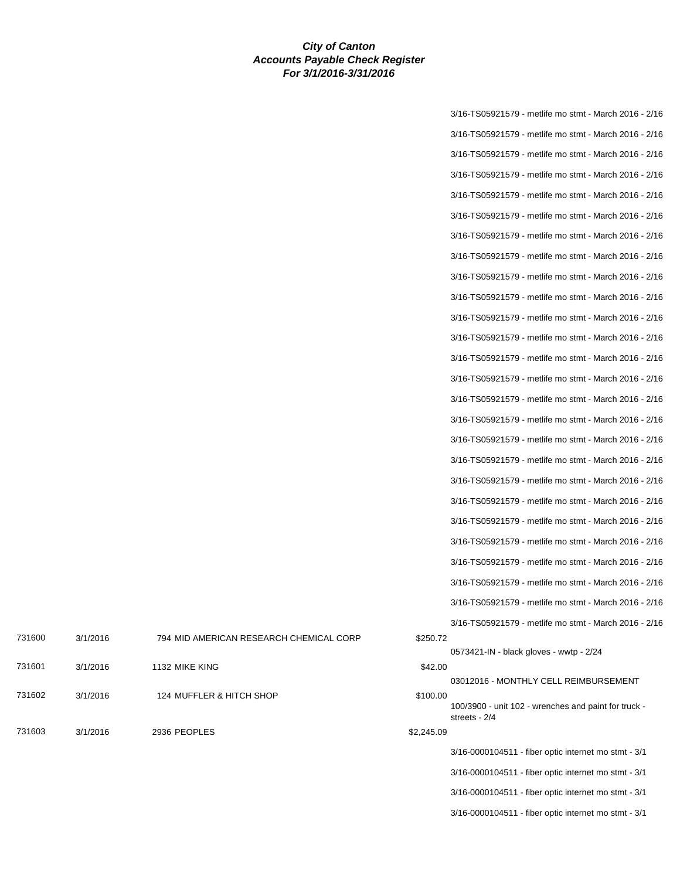**City of Canton**
**Accounts Payable Check Register**
**For 3/1/2016-3/31/2016**

| Check | Date | Vendor | Amount | Description |
|---|---|---|---|---|
| | | | | 3/16-TS05921579 - metlife mo stmt - March 2016 - 2/16 |
| | | | | 3/16-TS05921579 - metlife mo stmt - March 2016 - 2/16 |
| | | | | 3/16-TS05921579 - metlife mo stmt - March 2016 - 2/16 |
| | | | | 3/16-TS05921579 - metlife mo stmt - March 2016 - 2/16 |
| | | | | 3/16-TS05921579 - metlife mo stmt - March 2016 - 2/16 |
| | | | | 3/16-TS05921579 - metlife mo stmt - March 2016 - 2/16 |
| | | | | 3/16-TS05921579 - metlife mo stmt - March 2016 - 2/16 |
| | | | | 3/16-TS05921579 - metlife mo stmt - March 2016 - 2/16 |
| | | | | 3/16-TS05921579 - metlife mo stmt - March 2016 - 2/16 |
| | | | | 3/16-TS05921579 - metlife mo stmt - March 2016 - 2/16 |
| | | | | 3/16-TS05921579 - metlife mo stmt - March 2016 - 2/16 |
| | | | | 3/16-TS05921579 - metlife mo stmt - March 2016 - 2/16 |
| | | | | 3/16-TS05921579 - metlife mo stmt - March 2016 - 2/16 |
| | | | | 3/16-TS05921579 - metlife mo stmt - March 2016 - 2/16 |
| | | | | 3/16-TS05921579 - metlife mo stmt - March 2016 - 2/16 |
| | | | | 3/16-TS05921579 - metlife mo stmt - March 2016 - 2/16 |
| | | | | 3/16-TS05921579 - metlife mo stmt - March 2016 - 2/16 |
| | | | | 3/16-TS05921579 - metlife mo stmt - March 2016 - 2/16 |
| | | | | 3/16-TS05921579 - metlife mo stmt - March 2016 - 2/16 |
| | | | | 3/16-TS05921579 - metlife mo stmt - March 2016 - 2/16 |
| | | | | 3/16-TS05921579 - metlife mo stmt - March 2016 - 2/16 |
| | | | | 3/16-TS05921579 - metlife mo stmt - March 2016 - 2/16 |
| | | | | 3/16-TS05921579 - metlife mo stmt - March 2016 - 2/16 |
| | | | | 3/16-TS05921579 - metlife mo stmt - March 2016 - 2/16 |
| | | | | 3/16-TS05921579 - metlife mo stmt - March 2016 - 2/16 |
| | | | | 3/16-TS05921579 - metlife mo stmt - March 2016 - 2/16 |
| 731600 | 3/1/2016 | 794 MID AMERICAN RESEARCH CHEMICAL CORP | $250.72 | |
| | | | | 0573421-IN - black gloves - wwtp - 2/24 |
| 731601 | 3/1/2016 | 1132 MIKE KING | $42.00 | |
| | | | | 03012016 - MONTHLY CELL REIMBURSEMENT |
| 731602 | 3/1/2016 | 124 MUFFLER & HITCH SHOP | $100.00 | |
| | | | | 100/3900 - unit 102 - wrenches and paint for truck - streets - 2/4 |
| 731603 | 3/1/2016 | 2936 PEOPLES | $2,245.09 | |
| | | | | 3/16-0000104511 - fiber optic internet mo stmt - 3/1 |
| | | | | 3/16-0000104511 - fiber optic internet mo stmt - 3/1 |
| | | | | 3/16-0000104511 - fiber optic internet mo stmt - 3/1 |
| | | | | 3/16-0000104511 - fiber optic internet mo stmt - 3/1 |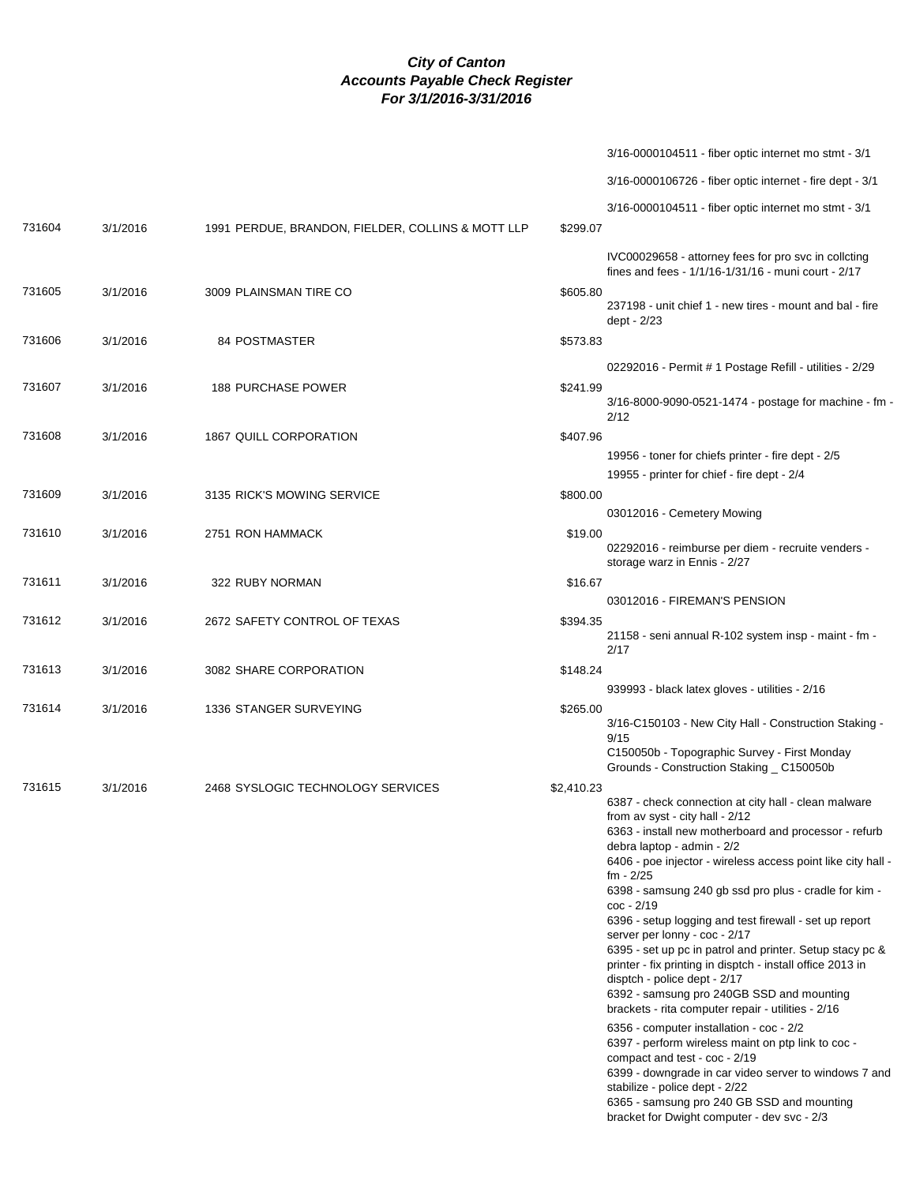# City of Canton
## Accounts Payable Check Register
### For 3/1/2016-3/31/2016

| Check # | Date | Vendor | Amount | Description |
|---|---|---|---|---|
| | | | | 3/16-0000104511 - fiber optic internet mo stmt - 3/1 |
| | | | | 3/16-0000106726 - fiber optic internet - fire dept - 3/1 |
| | | | | 3/16-0000104511 - fiber optic internet mo stmt - 3/1 |
| 731604 | 3/1/2016 | 1991 PERDUE, BRANDON, FIELDER, COLLINS & MOTT LLP | $299.07 | |
| | | | | IVC00029658 - attorney fees for pro svc in collcting fines and fees - 1/1/16-1/31/16 - muni court - 2/17 |
| 731605 | 3/1/2016 | 3009 PLAINSMAN TIRE CO | $605.80 | 237198 - unit chief 1 - new tires - mount and bal - fire dept - 2/23 |
| 731606 | 3/1/2016 | 84 POSTMASTER | $573.83 | |
| | | | | 02292016 - Permit # 1 Postage Refill - utilities - 2/29 |
| 731607 | 3/1/2016 | 188 PURCHASE POWER | $241.99 | 3/16-8000-9090-0521-1474 - postage for machine - fm - 2/12 |
| 731608 | 3/1/2016 | 1867 QUILL CORPORATION | $407.96 | |
| | | | | 19956 - toner for chiefs printer - fire dept - 2/5 |
| | | | | 19955 - printer for chief - fire dept - 2/4 |
| 731609 | 3/1/2016 | 3135 RICK'S MOWING SERVICE | $800.00 | |
| | | | | 03012016 - Cemetery Mowing |
| 731610 | 3/1/2016 | 2751 RON HAMMACK | $19.00 | 02292016 - reimburse per diem - recruite venders - storage warz in Ennis - 2/27 |
| 731611 | 3/1/2016 | 322 RUBY NORMAN | $16.67 | |
| | | | | 03012016 - FIREMAN'S PENSION |
| 731612 | 3/1/2016 | 2672 SAFETY CONTROL OF TEXAS | $394.35 | 21158 - seni annual R-102 system insp - maint - fm - 2/17 |
| 731613 | 3/1/2016 | 3082 SHARE CORPORATION | $148.24 | |
| | | | | 939993 - black latex gloves - utilities - 2/16 |
| 731614 | 3/1/2016 | 1336 STANGER SURVEYING | $265.00 | 3/16-C150103 - New City Hall - Construction Staking - 9/15 |
| | | | | C150050b - Topographic Survey - First Monday Grounds - Construction Staking _ C150050b |
| 731615 | 3/1/2016 | 2468 SYSLOGIC TECHNOLOGY SERVICES | $2,410.23 | 6387 - check connection at city hall - clean malware from av syst - city hall - 2/12 |
| | | | | 6363 - install new motherboard and processor - refurb debra laptop - admin - 2/2 |
| | | | | 6406 - poe injector - wireless access point like city hall - fm - 2/25 |
| | | | | 6398 - samsung 240 gb ssd pro plus - cradle for kim - coc - 2/19 |
| | | | | 6396 - setup logging and test firewall - set up report server per lonny - coc - 2/17 |
| | | | | 6395 - set up pc in patrol and printer. Setup stacy pc & printer - fix printing in disptch - install office 2013 in disptch - police dept - 2/17 |
| | | | | 6392 - samsung pro 240GB SSD and mounting brackets - rita computer repair - utilities - 2/16 |
| | | | | 6356 - computer installation - coc - 2/2 |
| | | | | 6397 - perform wireless maint on ptp link to coc - compact and test - coc - 2/19 |
| | | | | 6399 - downgrade in car video server to windows 7 and stabilize - police dept - 2/22 |
| | | | | 6365 - samsung pro 240 GB SSD and mounting bracket for Dwight computer - dev svc - 2/3 |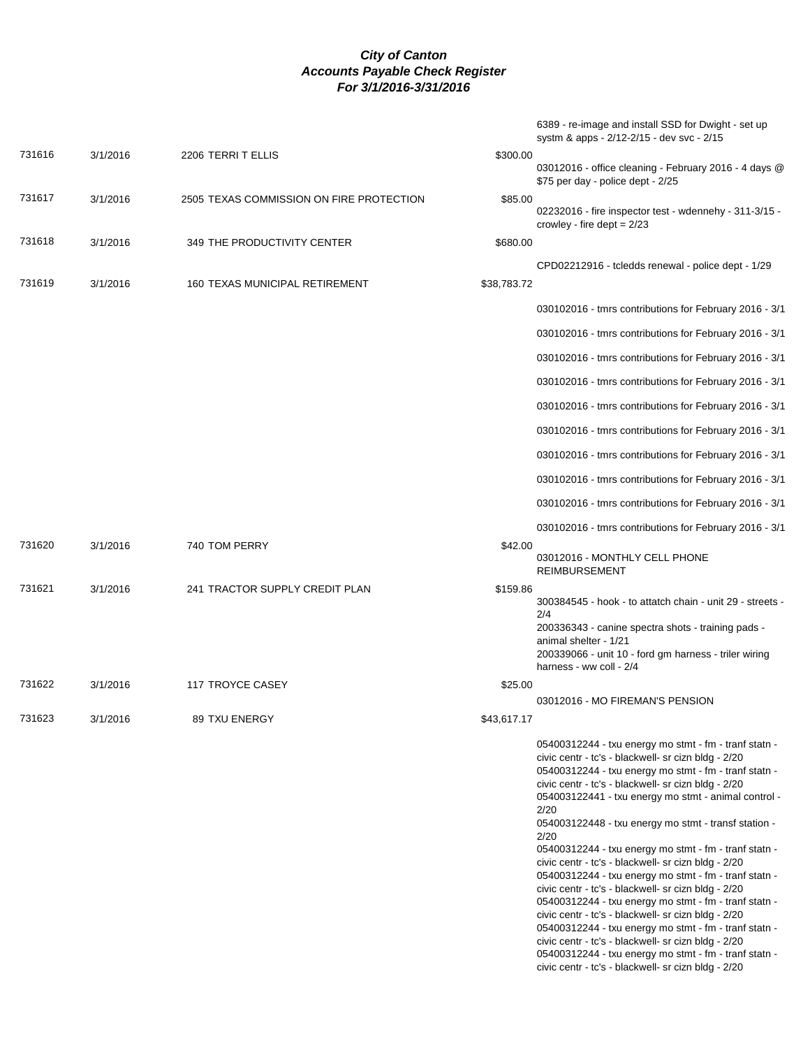***City of Canton***
***Accounts Payable Check Register***
***For 3/1/2016-3/31/2016***

| Check # | Date | Vendor | Amount | Description |
|---|---|---|---|---|
| | | | | 6389 - re-image and install SSD for Dwight - set up systm & apps - 2/12-2/15 - dev svc - 2/15 |
| 731616 | 3/1/2016 | 2206 TERRI T ELLIS | $300.00 | 03012016 - office cleaning - February 2016 - 4 days @ $75 per day - police dept - 2/25 |
| 731617 | 3/1/2016 | 2505 TEXAS COMMISSION ON FIRE PROTECTION | $85.00 | 02232016 - fire inspector test - wdennehy - 311-3/15 - crowley - fire dept = 2/23 |
| 731618 | 3/1/2016 | 349 THE PRODUCTIVITY CENTER | $680.00 | CPD02212916 - tcledds renewal - police dept - 1/29 |
| 731619 | 3/1/2016 | 160 TEXAS MUNICIPAL RETIREMENT | $38,783.72 | 030102016 - tmrs contributions for February 2016 - 3/1 |
| | | | | 030102016 - tmrs contributions for February 2016 - 3/1 |
| | | | | 030102016 - tmrs contributions for February 2016 - 3/1 |
| | | | | 030102016 - tmrs contributions for February 2016 - 3/1 |
| | | | | 030102016 - tmrs contributions for February 2016 - 3/1 |
| | | | | 030102016 - tmrs contributions for February 2016 - 3/1 |
| | | | | 030102016 - tmrs contributions for February 2016 - 3/1 |
| | | | | 030102016 - tmrs contributions for February 2016 - 3/1 |
| | | | | 030102016 - tmrs contributions for February 2016 - 3/1 |
| | | | | 030102016 - tmrs contributions for February 2016 - 3/1 |
| 731620 | 3/1/2016 | 740 TOM PERRY | $42.00 | 03012016 - MONTHLY CELL PHONE REIMBURSEMENT |
| 731621 | 3/1/2016 | 241 TRACTOR SUPPLY CREDIT PLAN | $159.86 | 300384545 - hook - to attatch chain - unit 29 - streets - 2/4 |
| | | | | 200336343 - canine spectra shots - training pads - animal shelter - 1/21 |
| | | | | 200339066 - unit 10 - ford gm harness - triler wiring harness - ww coll - 2/4 |
| 731622 | 3/1/2016 | 117 TROYCE CASEY | $25.00 | 03012016 - MO FIREMAN'S PENSION |
| 731623 | 3/1/2016 | 89 TXU ENERGY | $43,617.17 | 05400312244 - txu energy mo stmt - fm - tranf statn - civic centr - tc's - blackwell- sr cizn bldg - 2/20 |
| | | | | 05400312244 - txu energy mo stmt - fm - tranf statn - civic centr - tc's - blackwell- sr cizn bldg - 2/20 |
| | | | | 054003122441 - txu energy mo stmt - animal control - 2/20 |
| | | | | 054003122448 - txu energy mo stmt - transf station - 2/20 |
| | | | | 05400312244 - txu energy mo stmt - fm - tranf statn - civic centr - tc's - blackwell- sr cizn bldg - 2/20 |
| | | | | 05400312244 - txu energy mo stmt - fm - tranf statn - civic centr - tc's - blackwell- sr cizn bldg - 2/20 |
| | | | | 05400312244 - txu energy mo stmt - fm - tranf statn - civic centr - tc's - blackwell- sr cizn bldg - 2/20 |
| | | | | 05400312244 - txu energy mo stmt - fm - tranf statn - civic centr - tc's - blackwell- sr cizn bldg - 2/20 |
| | | | | 05400312244 - txu energy mo stmt - fm - tranf statn - civic centr - tc's - blackwell- sr cizn bldg - 2/20 |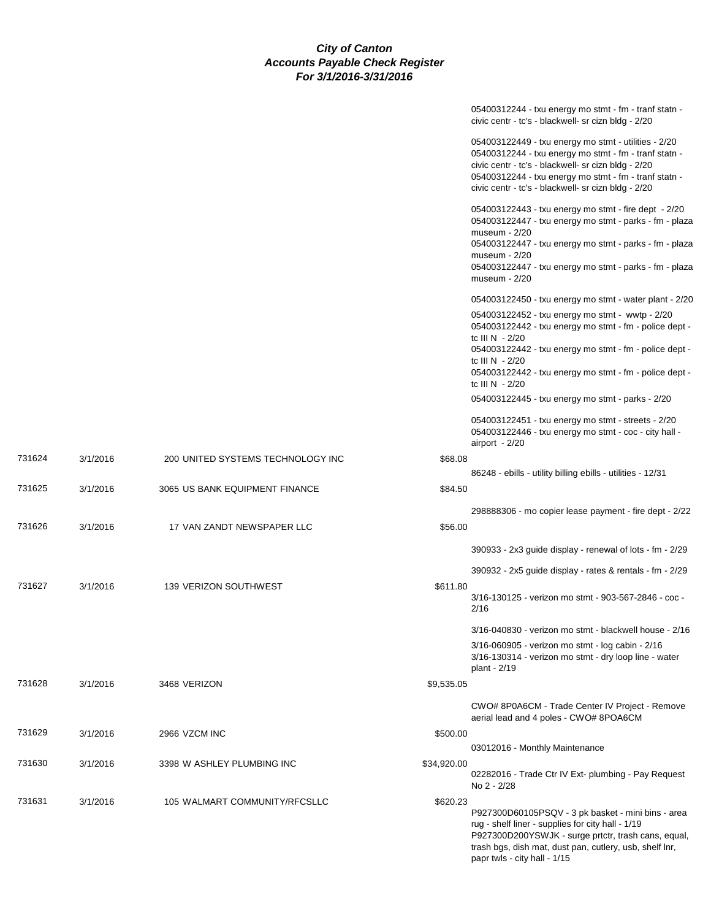# City of Canton
## Accounts Payable Check Register
### For 3/1/2016-3/31/2016

| Check # | Date | Vendor | Amount | Description |
|---|---|---|---|---|
| | | | | 05400312244 - txu energy mo stmt - fm - tranf statn - civic centr - tc's - blackwell- sr cizn bldg - 2/20 |
| | | | | 054003122449 - txu energy mo stmt - utilities - 2/20 |
| | | | | 05400312244 - txu energy mo stmt - fm - tranf statn - civic centr - tc's - blackwell- sr cizn bldg - 2/20 |
| | | | | 05400312244 - txu energy mo stmt - fm - tranf statn - civic centr - tc's - blackwell- sr cizn bldg - 2/20 |
| | | | | 054003122443 - txu energy mo stmt - fire dept - 2/20 |
| | | | | 054003122447 - txu energy mo stmt - parks - fm - plaza museum - 2/20 |
| | | | | 054003122447 - txu energy mo stmt - parks - fm - plaza museum - 2/20 |
| | | | | 054003122447 - txu energy mo stmt - parks - fm - plaza museum - 2/20 |
| | | | | 054003122450 - txu energy mo stmt - water plant - 2/20 |
| | | | | 054003122452 - txu energy mo stmt - wwtp - 2/20 |
| | | | | 054003122442 - txu energy mo stmt - fm - police dept - tc III N - 2/20 |
| | | | | 054003122442 - txu energy mo stmt - fm - police dept - tc III N - 2/20 |
| | | | | 054003122442 - txu energy mo stmt - fm - police dept - tc III N - 2/20 |
| | | | | 054003122445 - txu energy mo stmt - parks - 2/20 |
| | | | | 054003122451 - txu energy mo stmt - streets - 2/20 |
| | | | | 054003122446 - txu energy mo stmt - coc - city hall - airport - 2/20 |
| 731624 | 3/1/2016 | 200 UNITED SYSTEMS TECHNOLOGY INC | $68.08 | |
| | | | | 86248 - ebills - utility billing ebills - utilities - 12/31 |
| 731625 | 3/1/2016 | 3065 US BANK EQUIPMENT FINANCE | $84.50 | |
| | | | | 298888306 - mo copier lease payment - fire dept - 2/22 |
| 731626 | 3/1/2016 | 17 VAN ZANDT NEWSPAPER LLC | $56.00 | |
| | | | | 390933 - 2x3 guide display - renewal of lots - fm - 2/29 |
| | | | | 390932 - 2x5 guide display - rates & rentals - fm - 2/29 |
| 731627 | 3/1/2016 | 139 VERIZON SOUTHWEST | $611.80 | |
| | | | | 3/16-130125 - verizon mo stmt - 903-567-2846 - coc - 2/16 |
| | | | | 3/16-040830 - verizon mo stmt - blackwell house - 2/16 |
| | | | | 3/16-060905 - verizon mo stmt - log cabin - 2/16 |
| | | | | 3/16-130314 - verizon mo stmt - dry loop line - water plant - 2/19 |
| 731628 | 3/1/2016 | 3468 VERIZON | $9,535.05 | |
| | | | | CWO# 8P0A6CM - Trade Center IV Project - Remove aerial lead and 4 poles - CWO# 8POA6CM |
| 731629 | 3/1/2016 | 2966 VZCM INC | $500.00 | |
| | | | | 03012016 - Monthly Maintenance |
| 731630 | 3/1/2016 | 3398 W ASHLEY PLUMBING INC | $34,920.00 | |
| | | | | 02282016 - Trade Ctr IV Ext- plumbing - Pay Request No 2 - 2/28 |
| 731631 | 3/1/2016 | 105 WALMART COMMUNITY/RFCSLLC | $620.23 | |
| | | | | P927300D60105PSQV - 3 pk basket - mini bins - area rug - shelf liner - supplies for city hall - 1/19 |
| | | | | P927300D200YSWJK - surge prtctr, trash cans, equal, trash bgs, dish mat, dust pan, cutlery, usb, shelf lnr, papr twls - city hall - 1/15 |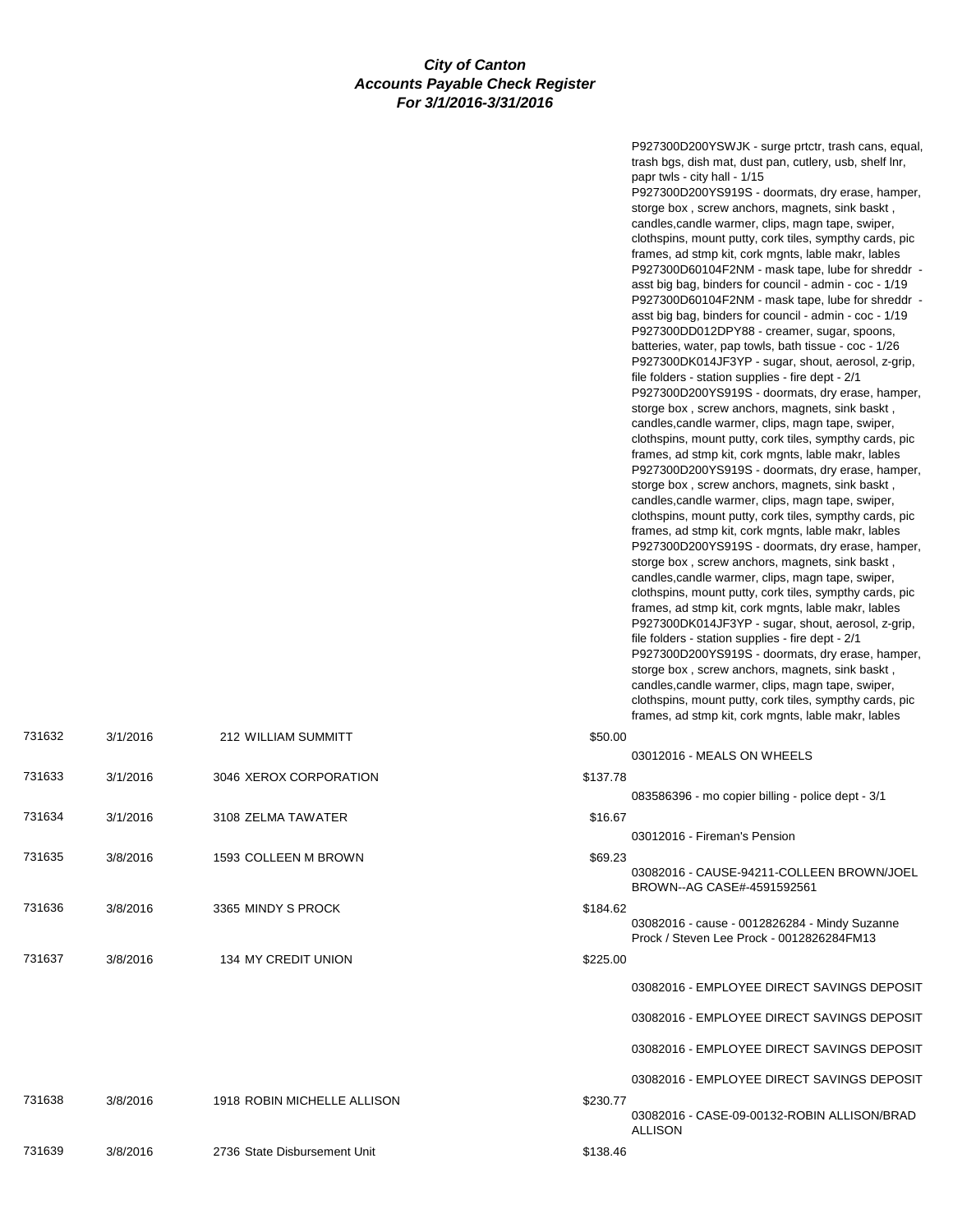# City of Canton
## Accounts Payable Check Register
### For 3/1/2016-3/31/2016

| Check # | Date | Vendor | Amount | Description |
|---|---|---|---|---|
| | | | | P927300D200YSWJK - surge prtctr, trash cans, equal, trash bgs, dish mat, dust pan, cutlery, usb, shelf lnr, papr twls - city hall - 1/15 |
| | | | | P927300D200YS919S - doormats, dry erase, hamper, storge box , screw anchors, magnets, sink baskt , candles,candle warmer, clips, magn tape, swiper, clothspins, mount putty, cork tiles, sympthy cards, pic frames, ad stmp kit, cork mgnts, lable makr, lables |
| | | | | P927300D60104F2NM - mask tape, lube for shreddr - asst big bag, binders for council - admin - coc - 1/19 |
| | | | | P927300D60104F2NM - mask tape, lube for shreddr - asst big bag, binders for council - admin - coc - 1/19 |
| | | | | P927300DD012DPY88 - creamer, sugar, spoons, batteries, water, pap towls, bath tissue - coc - 1/26 |
| | | | | P927300DK014JF3YP - sugar, shout, aerosol, z-grip, file folders - station supplies - fire dept - 2/1 |
| | | | | P927300D200YS919S - doormats, dry erase, hamper, storge box , screw anchors, magnets, sink baskt , candles,candle warmer, clips, magn tape, swiper, clothspins, mount putty, cork tiles, sympthy cards, pic frames, ad stmp kit, cork mgnts, lable makr, lables |
| | | | | P927300D200YS919S - doormats, dry erase, hamper, storge box , screw anchors, magnets, sink baskt , candles,candle warmer, clips, magn tape, swiper, clothspins, mount putty, cork tiles, sympthy cards, pic frames, ad stmp kit, cork mgnts, lable makr, lables |
| | | | | P927300D200YS919S - doormats, dry erase, hamper, storge box , screw anchors, magnets, sink baskt , candles,candle warmer, clips, magn tape, swiper, clothspins, mount putty, cork tiles, sympthy cards, pic frames, ad stmp kit, cork mgnts, lable makr, lables |
| | | | | P927300DK014JF3YP - sugar, shout, aerosol, z-grip, file folders - station supplies - fire dept - 2/1 |
| | | | | P927300D200YS919S - doormats, dry erase, hamper, storge box , screw anchors, magnets, sink baskt , candles,candle warmer, clips, magn tape, swiper, clothspins, mount putty, cork tiles, sympthy cards, pic frames, ad stmp kit, cork mgnts, lable makr, lables |
| 731632 | 3/1/2016 | 212 WILLIAM SUMMITT | $50.00 | |
| | | | | 03012016 - MEALS ON WHEELS |
| 731633 | 3/1/2016 | 3046 XEROX CORPORATION | $137.78 | |
| | | | | 083586396 - mo copier billing - police dept - 3/1 |
| 731634 | 3/1/2016 | 3108 ZELMA TAWATER | $16.67 | |
| | | | | 03012016 - Fireman's Pension |
| 731635 | 3/8/2016 | 1593 COLLEEN M BROWN | $69.23 | |
| | | | | 03082016 - CAUSE-94211-COLLEEN BROWN/JOEL BROWN--AG CASE#-4591592561 |
| 731636 | 3/8/2016 | 3365 MINDY S PROCK | $184.62 | |
| | | | | 03082016 - cause - 0012826284 - Mindy Suzanne Prock / Steven Lee Prock - 0012826284FM13 |
| 731637 | 3/8/2016 | 134 MY CREDIT UNION | $225.00 | |
| | | | | 03082016 - EMPLOYEE DIRECT SAVINGS DEPOSIT |
| | | | | 03082016 - EMPLOYEE DIRECT SAVINGS DEPOSIT |
| | | | | 03082016 - EMPLOYEE DIRECT SAVINGS DEPOSIT |
| | | | | 03082016 - EMPLOYEE DIRECT SAVINGS DEPOSIT |
| 731638 | 3/8/2016 | 1918 ROBIN MICHELLE ALLISON | $230.77 | |
| | | | | 03082016 - CASE-09-00132-ROBIN ALLISON/BRAD ALLISON |
| 731639 | 3/8/2016 | 2736 State Disbursement Unit | $138.46 | |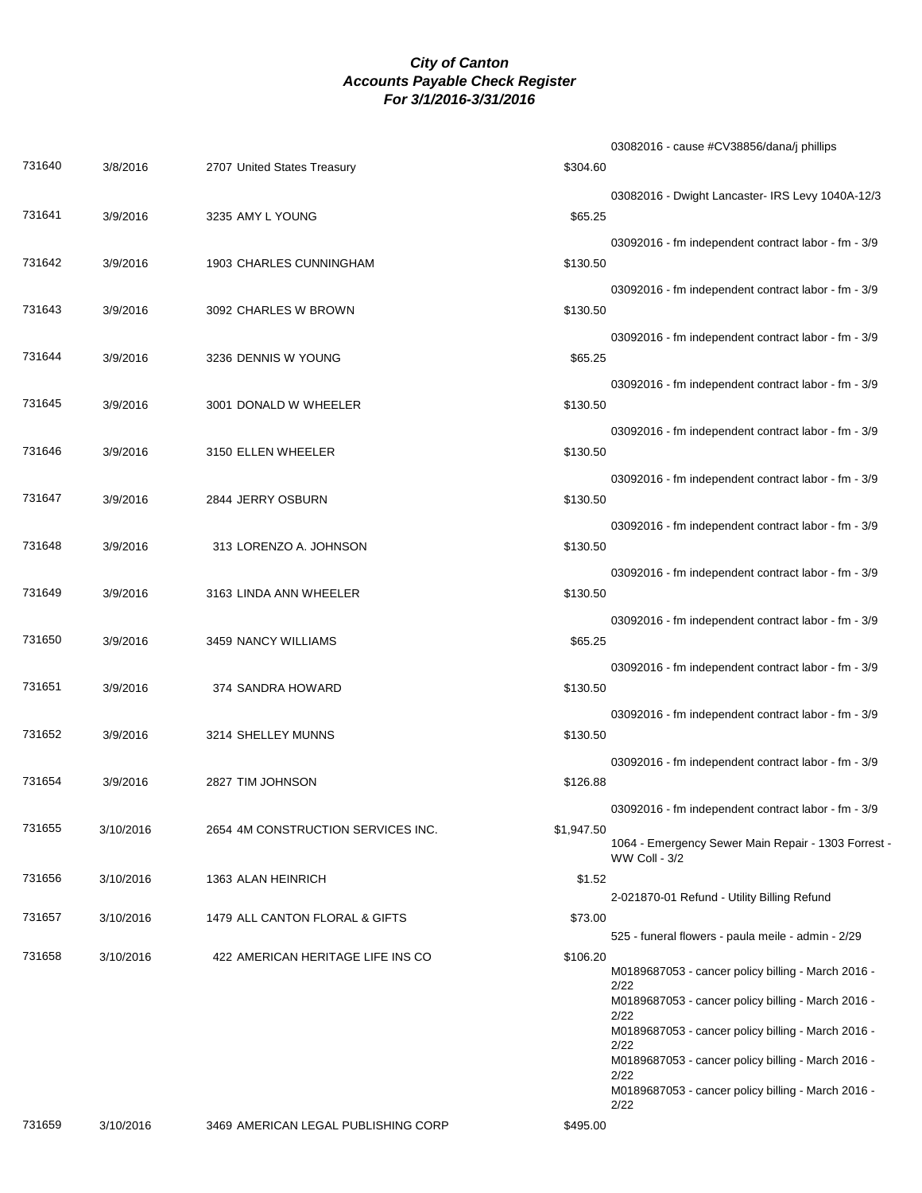# City of Canton
## Accounts Payable Check Register
### For 3/1/2016-3/31/2016

| Check No. | Date | Vendor | Amount | Description |
|---|---|---|---|---|
| | | | | 03082016 - cause #CV38856/dana/j phillips |
| 731640 | 3/8/2016 | 2707 United States Treasury | $304.60 | 03082016 - Dwight Lancaster- IRS Levy 1040A-12/3 |
| 731641 | 3/9/2016 | 3235 AMY L YOUNG | $65.25 | 03092016 - fm independent contract labor - fm - 3/9 |
| 731642 | 3/9/2016 | 1903 CHARLES CUNNINGHAM | $130.50 | 03092016 - fm independent contract labor - fm - 3/9 |
| 731643 | 3/9/2016 | 3092 CHARLES W BROWN | $130.50 | 03092016 - fm independent contract labor - fm - 3/9 |
| 731644 | 3/9/2016 | 3236 DENNIS W YOUNG | $65.25 | 03092016 - fm independent contract labor - fm - 3/9 |
| 731645 | 3/9/2016 | 3001 DONALD W WHEELER | $130.50 | 03092016 - fm independent contract labor - fm - 3/9 |
| 731646 | 3/9/2016 | 3150 ELLEN WHEELER | $130.50 | 03092016 - fm independent contract labor - fm - 3/9 |
| 731647 | 3/9/2016 | 2844 JERRY OSBURN | $130.50 | 03092016 - fm independent contract labor - fm - 3/9 |
| 731648 | 3/9/2016 | 313 LORENZO A. JOHNSON | $130.50 | 03092016 - fm independent contract labor - fm - 3/9 |
| 731649 | 3/9/2016 | 3163 LINDA ANN WHEELER | $130.50 | 03092016 - fm independent contract labor - fm - 3/9 |
| 731650 | 3/9/2016 | 3459 NANCY WILLIAMS | $65.25 | 03092016 - fm independent contract labor - fm - 3/9 |
| 731651 | 3/9/2016 | 374 SANDRA HOWARD | $130.50 | 03092016 - fm independent contract labor - fm - 3/9 |
| 731652 | 3/9/2016 | 3214 SHELLEY MUNNS | $130.50 | 03092016 - fm independent contract labor - fm - 3/9 |
| 731654 | 3/9/2016 | 2827 TIM JOHNSON | $126.88 | 03092016 - fm independent contract labor - fm - 3/9 |
| 731655 | 3/10/2016 | 2654 4M CONSTRUCTION SERVICES INC. | $1,947.50 | 1064 - Emergency Sewer Main Repair - 1303 Forrest - WW Coll - 3/2 |
| 731656 | 3/10/2016 | 1363 ALAN HEINRICH | $1.52 | 2-021870-01 Refund - Utility Billing Refund |
| 731657 | 3/10/2016 | 1479 ALL CANTON FLORAL & GIFTS | $73.00 | 525 - funeral flowers - paula meile - admin - 2/29 |
| 731658 | 3/10/2016 | 422 AMERICAN HERITAGE LIFE INS CO | $106.20 | M0189687053 - cancer policy billing - March 2016 - 2/22 |
| | | | | M0189687053 - cancer policy billing - March 2016 - 2/22 |
| | | | | M0189687053 - cancer policy billing - March 2016 - 2/22 |
| | | | | M0189687053 - cancer policy billing - March 2016 - 2/22 |
| | | | | M0189687053 - cancer policy billing - March 2016 - 2/22 |
| 731659 | 3/10/2016 | 3469 AMERICAN LEGAL PUBLISHING CORP | $495.00 | |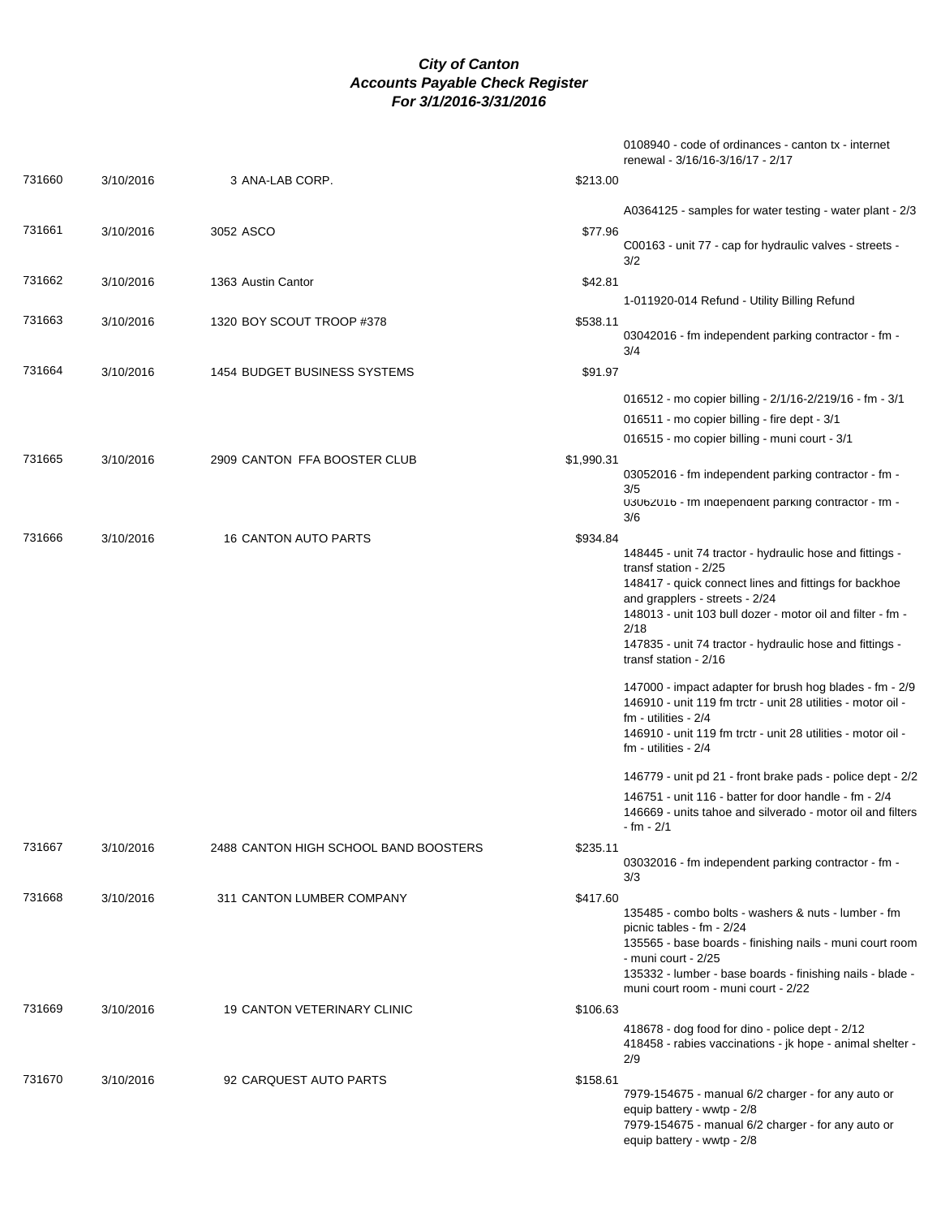# City of Canton
## Accounts Payable Check Register
### For 3/1/2016-3/31/2016

| Check # | Date | Vendor | Amount | Description |
|---|---|---|---|---|
| | | | | 0108940 - code of ordinances - canton tx - internet renewal - 3/16/16-3/16/17 - 2/17 |
| 731660 | 3/10/2016 | 3 ANA-LAB CORP. | $213.00 | |
| | | | | A0364125 - samples for water testing - water plant - 2/3 |
| 731661 | 3/10/2016 | 3052 ASCO | $77.96 | C00163 - unit 77 - cap for hydraulic valves - streets - 3/2 |
| 731662 | 3/10/2016 | 1363 Austin Cantor | $42.81 | |
| | | | | 1-011920-014 Refund - Utility Billing Refund |
| 731663 | 3/10/2016 | 1320 BOY SCOUT TROOP #378 | $538.11 | 03042016 - fm independent parking contractor - fm - 3/4 |
| 731664 | 3/10/2016 | 1454 BUDGET BUSINESS SYSTEMS | $91.97 | |
| | | | | 016512 - mo copier billing - 2/1/16-2/219/16 - fm - 3/1 |
| | | | | 016511 - mo copier billing - fire dept - 3/1 |
| | | | | 016515 - mo copier billing - muni court - 3/1 |
| 731665 | 3/10/2016 | 2909 CANTON FFA BOOSTER CLUB | $1,990.31 | 03052016 - fm independent parking contractor - fm - 3/5 |
| | | | | 03062016 - fm independent parking contractor - fm - 3/6 |
| 731666 | 3/10/2016 | 16 CANTON AUTO PARTS | $934.84 | 148445 - unit 74 tractor - hydraulic hose and fittings - transf station - 2/25 |
| | | | | 148417 - quick connect lines and fittings for backhoe and grapplers - streets - 2/24 |
| | | | | 148013 - unit 103 bull dozer - motor oil and filter - fm - 2/18 |
| | | | | 147835 - unit 74 tractor - hydraulic hose and fittings - transf station - 2/16 |
| | | | | 147000 - impact adapter for brush hog blades - fm - 2/9 |
| | | | | 146910 - unit 119 fm trctr - unit 28 utilities - motor oil - fm - utilities - 2/4 |
| | | | | 146910 - unit 119 fm trctr - unit 28 utilities - motor oil - fm - utilities - 2/4 |
| | | | | 146779 - unit pd 21 - front brake pads - police dept - 2/2 |
| | | | | 146751 - unit 116 - batter for door handle - fm - 2/4 |
| | | | | 146669 - units tahoe and silverado - motor oil and filters - fm - 2/1 |
| 731667 | 3/10/2016 | 2488 CANTON HIGH SCHOOL BAND BOOSTERS | $235.11 | 03032016 - fm independent parking contractor - fm - 3/3 |
| 731668 | 3/10/2016 | 311 CANTON LUMBER COMPANY | $417.60 | 135485 - combo bolts - washers & nuts - lumber - fm picnic tables - fm - 2/24 |
| | | | | 135565 - base boards - finishing nails - muni court room - muni court - 2/25 |
| | | | | 135332 - lumber - base boards - finishing nails - blade - muni court room - muni court - 2/22 |
| 731669 | 3/10/2016 | 19 CANTON VETERINARY CLINIC | $106.63 | |
| | | | | 418678 - dog food for dino - police dept - 2/12 |
| | | | | 418458 - rabies vaccinations - jk hope - animal shelter - 2/9 |
| 731670 | 3/10/2016 | 92 CARQUEST AUTO PARTS | $158.61 | 7979-154675 - manual 6/2 charger - for any auto or equip battery - wwtp - 2/8 |
| | | | | 7979-154675 - manual 6/2 charger - for any auto or equip battery - wwtp - 2/8 |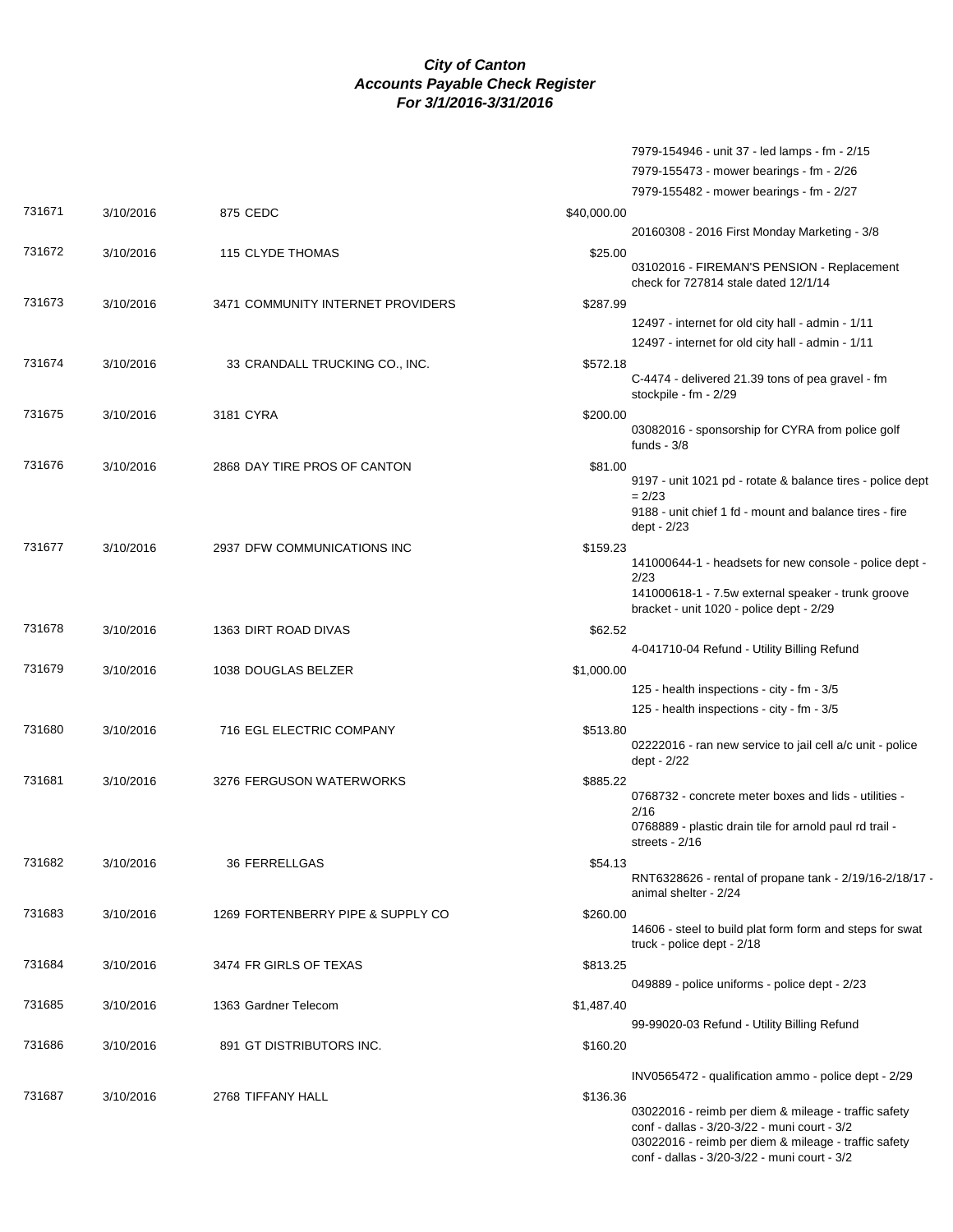# City of Canton
## Accounts Payable Check Register
### For 3/1/2016-3/31/2016

| Check # | Date | Vendor | Amount | Description |
|---|---|---|---|---|
| | | | | 7979-154946 - unit 37 - led lamps - fm - 2/15 |
| | | | | 7979-155473 - mower bearings - fm - 2/26 |
| | | | | 7979-155482 - mower bearings - fm - 2/27 |
| 731671 | 3/10/2016 | 875 CEDC | $40,000.00 | |
| | | | | 20160308 - 2016 First Monday Marketing - 3/8 |
| 731672 | 3/10/2016 | 115 CLYDE THOMAS | $25.00 | 03102016 - FIREMAN'S PENSION - Replacement check for 727814 stale dated 12/1/14 |
| 731673 | 3/10/2016 | 3471 COMMUNITY INTERNET PROVIDERS | $287.99 | |
| | | | | 12497 - internet for old city hall - admin - 1/11 |
| | | | | 12497 - internet for old city hall - admin - 1/11 |
| 731674 | 3/10/2016 | 33 CRANDALL TRUCKING CO., INC. | $572.18 | C-4474 - delivered 21.39 tons of pea gravel - fm stockpile - fm - 2/29 |
| 731675 | 3/10/2016 | 3181 CYRA | $200.00 | 03082016 - sponsorship for CYRA from police golf funds - 3/8 |
| 731676 | 3/10/2016 | 2868 DAY TIRE PROS OF CANTON | $81.00 | 9197 - unit 1021 pd - rotate & balance tires - police dept = 2/23 |
| | | | | 9188 - unit chief 1 fd - mount and balance tires - fire dept - 2/23 |
| 731677 | 3/10/2016 | 2937 DFW COMMUNICATIONS INC | $159.23 | 141000644-1 - headsets for new console - police dept - 2/23 |
| | | | | 141000618-1 - 7.5w external speaker - trunk groove bracket - unit 1020 - police dept - 2/29 |
| 731678 | 3/10/2016 | 1363 DIRT ROAD DIVAS | $62.52 | |
| | | | | 4-041710-04 Refund - Utility Billing Refund |
| 731679 | 3/10/2016 | 1038 DOUGLAS BELZER | $1,000.00 | |
| | | | | 125 - health inspections - city - fm - 3/5 |
| | | | | 125 - health inspections - city - fm - 3/5 |
| 731680 | 3/10/2016 | 716 EGL ELECTRIC COMPANY | $513.80 | 02222016 - ran new service to jail cell a/c unit - police dept - 2/22 |
| 731681 | 3/10/2016 | 3276 FERGUSON WATERWORKS | $885.22 | 0768732 - concrete meter boxes and lids - utilities - 2/16 |
| | | | | 0768889 - plastic drain tile for arnold paul rd trail - streets - 2/16 |
| 731682 | 3/10/2016 | 36 FERRELLGAS | $54.13 | RNT6328626 - rental of propane tank - 2/19/16-2/18/17 - animal shelter - 2/24 |
| 731683 | 3/10/2016 | 1269 FORTENBERRY PIPE & SUPPLY CO | $260.00 | 14606 - steel to build plat form form and steps for swat truck - police dept - 2/18 |
| 731684 | 3/10/2016 | 3474 FR GIRLS OF TEXAS | $813.25 | |
| | | | | 049889 - police uniforms - police dept - 2/23 |
| 731685 | 3/10/2016 | 1363 Gardner Telecom | $1,487.40 | |
| | | | | 99-99020-03 Refund - Utility Billing Refund |
| 731686 | 3/10/2016 | 891 GT DISTRIBUTORS INC. | $160.20 | |
| | | | | INV0565472 - qualification ammo - police dept - 2/29 |
| 731687 | 3/10/2016 | 2768 TIFFANY HALL | $136.36 | 03022016 - reimb per diem & mileage - traffic safety conf - dallas - 3/20-3/22 - muni court - 3/2 |
| | | | | 03022016 - reimb per diem & mileage - traffic safety conf - dallas - 3/20-3/22 - muni court - 3/2 |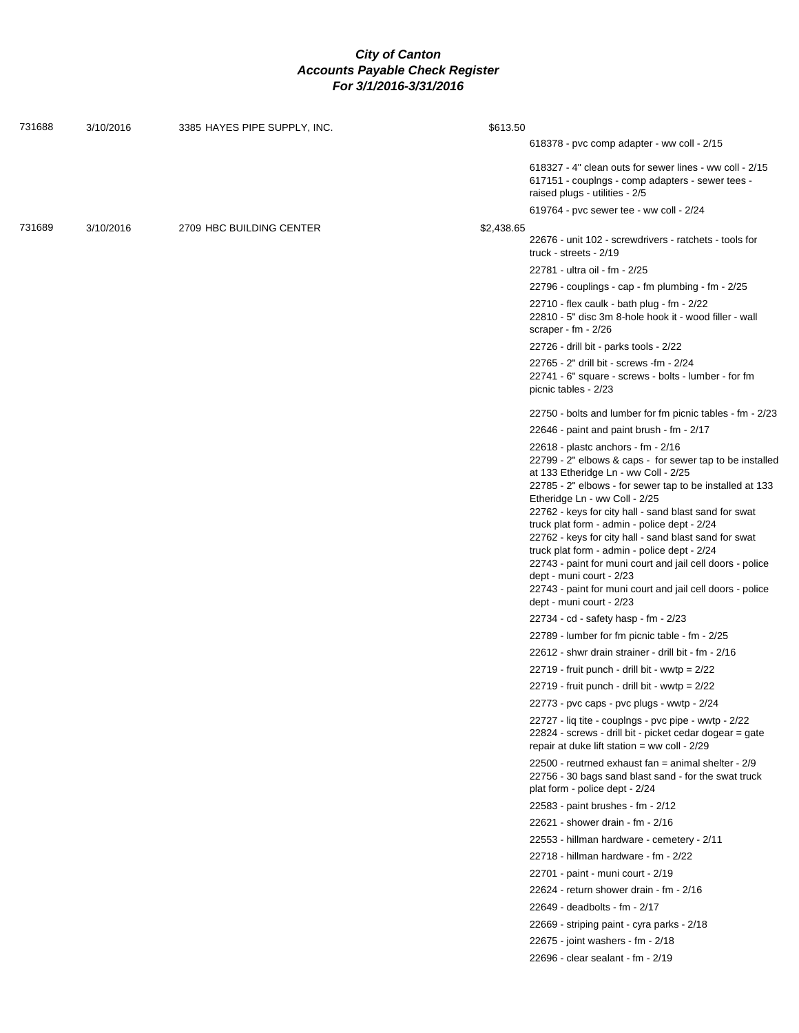# *City of Canton*
## *Accounts Payable Check Register*
### *For 3/1/2016-3/31/2016*

| Check # | Date | Vendor | Amount | Description |
|---|---|---|---|---|
| 731688 | 3/10/2016 | 3385 HAYES PIPE SUPPLY, INC. | $613.50 | |
| | | | | 618378 - pvc comp adapter - ww coll - 2/15 |
| | | | | 618327 - 4" clean outs for sewer lines - ww coll - 2/15 |
| | | | | 617151 - couplngs - comp adapters - sewer tees - raised plugs - utilities - 2/5 |
| | | | | 619764 - pvc sewer tee - ww coll - 2/24 |
| 731689 | 3/10/2016 | 2709 HBC BUILDING CENTER | $2,438.65 | |
| | | | | 22676 - unit 102 - screwdrivers - ratchets - tools for truck - streets - 2/19 |
| | | | | 22781 - ultra oil - fm - 2/25 |
| | | | | 22796 - couplings - cap - fm plumbing - fm - 2/25 |
| | | | | 22710 - flex caulk - bath plug - fm - 2/22 |
| | | | | 22810 - 5" disc 3m 8-hole hook it - wood filler - wall scraper - fm - 2/26 |
| | | | | 22726 - drill bit - parks tools - 2/22 |
| | | | | 22765 - 2" drill bit - screws -fm - 2/24 |
| | | | | 22741 - 6" square - screws - bolts - lumber - for fm picnic tables - 2/23 |
| | | | | 22750 - bolts and lumber for fm picnic tables - fm - 2/23 |
| | | | | 22646 - paint and paint brush - fm - 2/17 |
| | | | | 22618 - plastc anchors - fm - 2/16 |
| | | | | 22799 - 2" elbows & caps - for sewer tap to be installed at 133 Etheridge Ln - ww Coll - 2/25 |
| | | | | 22785 - 2" elbows - for sewer tap to be installed at 133 Etheridge Ln - ww Coll - 2/25 |
| | | | | 22762 - keys for city hall - sand blast sand for swat truck plat form - admin - police dept - 2/24 |
| | | | | 22762 - keys for city hall - sand blast sand for swat truck plat form - admin - police dept - 2/24 |
| | | | | 22743 - paint for muni court and jail cell doors - police dept - muni court - 2/23 |
| | | | | 22743 - paint for muni court and jail cell doors - police dept - muni court - 2/23 |
| | | | | 22734 - cd - safety hasp - fm - 2/23 |
| | | | | 22789 - lumber for fm picnic table - fm - 2/25 |
| | | | | 22612 - shwr drain strainer - drill bit - fm - 2/16 |
| | | | | 22719 - fruit punch - drill bit - wwtp = 2/22 |
| | | | | 22719 - fruit punch - drill bit - wwtp = 2/22 |
| | | | | 22773 - pvc caps - pvc plugs - wwtp - 2/24 |
| | | | | 22727 - liq tite - couplngs - pvc pipe - wwtp - 2/22 |
| | | | | 22824 - screws - drill bit - picket cedar dogear = gate repair at duke lift station = ww coll - 2/29 |
| | | | | 22500 - reutrned exhaust fan = animal shelter - 2/9 |
| | | | | 22756 - 30 bags sand blast sand - for the swat truck plat form - police dept - 2/24 |
| | | | | 22583 - paint brushes - fm - 2/12 |
| | | | | 22621 - shower drain - fm - 2/16 |
| | | | | 22553 - hillman hardware - cemetery - 2/11 |
| | | | | 22718 - hillman hardware - fm - 2/22 |
| | | | | 22701 - paint - muni court - 2/19 |
| | | | | 22624 - return shower drain - fm - 2/16 |
| | | | | 22649 - deadbolts - fm - 2/17 |
| | | | | 22669 - striping paint - cyra parks - 2/18 |
| | | | | 22675 - joint washers - fm - 2/18 |
| | | | | 22696 - clear sealant - fm - 2/19 |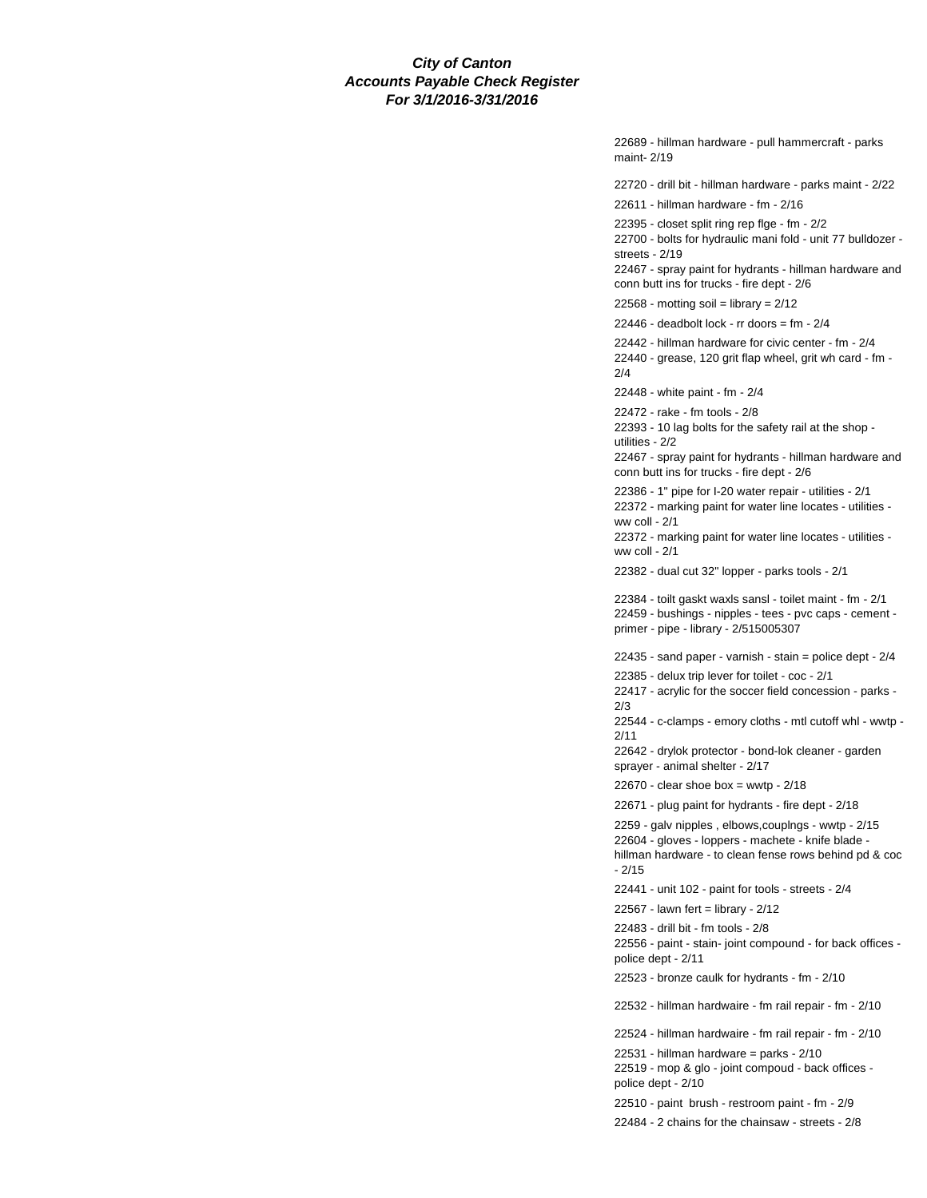***City of Canton***
***Accounts Payable Check Register***
***For 3/1/2016-3/31/2016***

22689 - hillman hardware - pull hammercraft - parks maint- 2/19

22720 - drill bit - hillman hardware - parks maint - 2/22

22611 - hillman hardware - fm - 2/16

22395 - closet split ring rep flge - fm - 2/2

22700 - bolts for hydraulic mani fold - unit 77 bulldozer - streets - 2/19

22467 - spray paint for hydrants - hillman hardware and conn butt ins for trucks - fire dept - 2/6

22568 - motting soil = library = 2/12

22446 - deadbolt lock - rr doors = fm - 2/4

22442 - hillman hardware for civic center - fm - 2/4

22440 - grease, 120 grit flap wheel, grit wh card - fm - 2/4

22448 - white paint - fm - 2/4

22472 - rake - fm tools - 2/8

22393 - 10 lag bolts for the safety rail at the shop - utilities - 2/2

22467 - spray paint for hydrants - hillman hardware and conn butt ins for trucks - fire dept - 2/6

22386 - 1" pipe for I-20 water repair - utilities - 2/1

22372 - marking paint for water line locates - utilities - ww coll - 2/1

22372 - marking paint for water line locates - utilities - ww coll - 2/1

22382 - dual cut 32" lopper - parks tools - 2/1

22384 - toilt gaskt waxls sansl - toilet maint - fm - 2/1

22459 - bushings - nipples - tees - pvc caps - cement - primer - pipe - library - 2/515005307

22435 - sand paper - varnish - stain = police dept - 2/4

22385 - delux trip lever for toilet - coc - 2/1

22417 - acrylic for the soccer field concession - parks - 2/3

22544 - c-clamps - emory cloths - mtl cutoff whl - wwtp - 2/11

22642 - drylok protector - bond-lok cleaner - garden sprayer - animal shelter - 2/17

22670 - clear shoe box = wwtp - 2/18

22671 - plug paint for hydrants - fire dept - 2/18

2259 - galv nipples , elbows,couplngs - wwtp - 2/15

22604 - gloves - loppers - machete - knife blade - hillman hardware - to clean fense rows behind pd & coc - 2/15

22441 - unit 102 - paint for tools - streets - 2/4

22567 - lawn fert = library - 2/12

22483 - drill bit - fm tools - 2/8

22556 - paint - stain- joint compound - for back offices - police dept - 2/11

22523 - bronze caulk for hydrants - fm - 2/10

22532 - hillman hardwaire - fm rail repair - fm - 2/10

22524 - hillman hardwaire - fm rail repair - fm - 2/10

22531 - hillman hardware = parks - 2/10

22519 - mop & glo - joint compoud - back offices - police dept - 2/10

22510 - paint brush - restroom paint - fm - 2/9

22484 - 2 chains for the chainsaw - streets - 2/8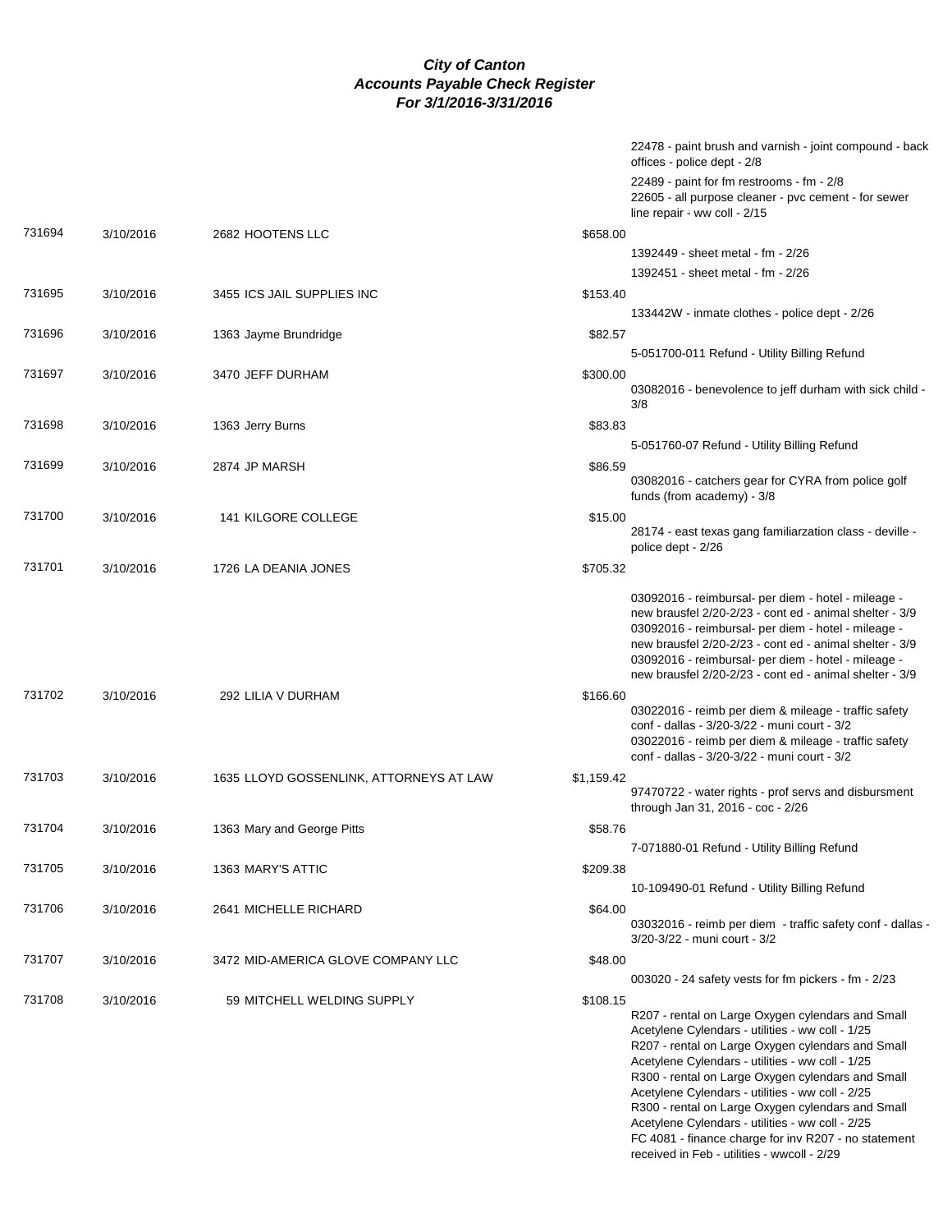# *City of Canton*
## *Accounts Payable Check Register*
### *For 3/1/2016-3/31/2016*

| Check # | Date | Vendor | Amount | Description |
|---|---|---|---|---|
| | | | | 22478 - paint brush and varnish - joint compound - back offices - police dept - 2/8 |
| | | | | 22489 - paint for fm restrooms - fm - 2/8 |
| | | | | 22605 - all purpose cleaner - pvc cement - for sewer line repair - ww coll - 2/15 |
| 731694 | 3/10/2016 | 2682 HOOTENS LLC | $658.00 | |
| | | | | 1392449 - sheet metal - fm - 2/26 |
| | | | | 1392451 - sheet metal - fm - 2/26 |
| 731695 | 3/10/2016 | 3455 ICS JAIL SUPPLIES INC | $153.40 | |
| | | | | 133442W - inmate clothes - police dept - 2/26 |
| 731696 | 3/10/2016 | 1363 Jayme Brundridge | $82.57 | |
| | | | | 5-051700-011 Refund - Utility Billing Refund |
| 731697 | 3/10/2016 | 3470 JEFF DURHAM | $300.00 | 03082016 - benevolence to jeff durham with sick child - 3/8 |
| 731698 | 3/10/2016 | 1363 Jerry Burns | $83.83 | |
| | | | | 5-051760-07 Refund - Utility Billing Refund |
| 731699 | 3/10/2016 | 2874 JP MARSH | $86.59 | 03082016 - catchers gear for CYRA from police golf funds (from academy) - 3/8 |
| 731700 | 3/10/2016 | 141 KILGORE COLLEGE | $15.00 | 28174 - east texas gang familiarzation class - deville - police dept - 2/26 |
| 731701 | 3/10/2016 | 1726 LA DEANIA JONES | $705.32 | |
| | | | | 03092016 - reimbursal- per diem - hotel - mileage - new brausfel 2/20-2/23 - cont ed - animal shelter - 3/9 |
| | | | | 03092016 - reimbursal- per diem - hotel - mileage - new brausfel 2/20-2/23 - cont ed - animal shelter - 3/9 |
| | | | | 03092016 - reimbursal- per diem - hotel - mileage - new brausfel 2/20-2/23 - cont ed - animal shelter - 3/9 |
| 731702 | 3/10/2016 | 292 LILIA V DURHAM | $166.60 | 03022016 - reimb per diem & mileage - traffic safety conf - dallas - 3/20-3/22 - muni court - 3/2 |
| | | | | 03022016 - reimb per diem & mileage - traffic safety conf - dallas - 3/20-3/22 - muni court - 3/2 |
| 731703 | 3/10/2016 | 1635 LLOYD GOSSENLINK, ATTORNEYS AT LAW | $1,159.42 | 97470722 - water rights - prof servs and disbursment through Jan 31, 2016 - coc - 2/26 |
| 731704 | 3/10/2016 | 1363 Mary and George Pitts | $58.76 | |
| | | | | 7-071880-01 Refund - Utility Billing Refund |
| 731705 | 3/10/2016 | 1363 MARY'S ATTIC | $209.38 | |
| | | | | 10-109490-01 Refund - Utility Billing Refund |
| 731706 | 3/10/2016 | 2641 MICHELLE RICHARD | $64.00 | 03032016 - reimb per diem - traffic safety conf - dallas - 3/20-3/22 - muni court - 3/2 |
| 731707 | 3/10/2016 | 3472 MID-AMERICA GLOVE COMPANY LLC | $48.00 | |
| | | | | 003020 - 24 safety vests for fm pickers - fm - 2/23 |
| 731708 | 3/10/2016 | 59 MITCHELL WELDING SUPPLY | $108.15 | R207 - rental on Large Oxygen cylendars and Small Acetylene Cylendars - utilities - ww coll - 1/25 |
| | | | | R207 - rental on Large Oxygen cylendars and Small Acetylene Cylendars - utilities - ww coll - 1/25 |
| | | | | R300 - rental on Large Oxygen cylendars and Small Acetylene Cylendars - utilities - ww coll - 2/25 |
| | | | | R300 - rental on Large Oxygen cylendars and Small Acetylene Cylendars - utilities - ww coll - 2/25 |
| | | | | FC 4081 - finance charge for inv R207 - no statement received in Feb - utilities - wwcoll - 2/29 |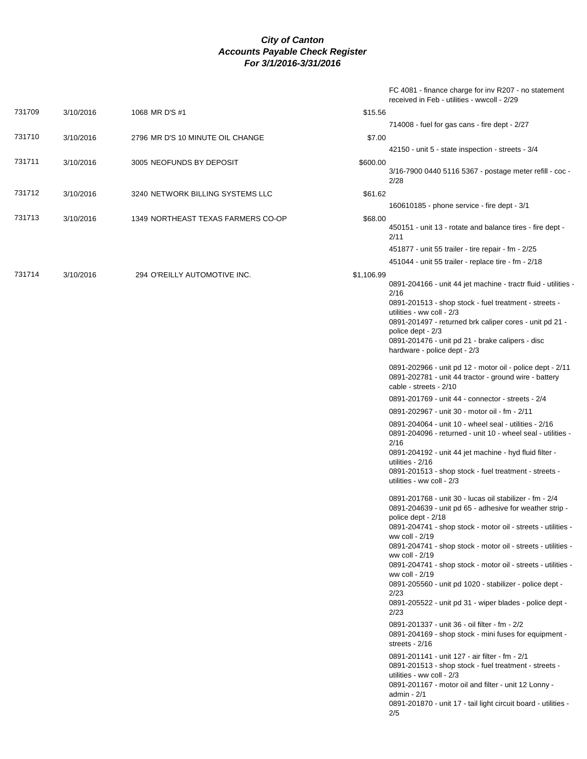# City of Canton
## Accounts Payable Check Register
### For 3/1/2016-3/31/2016

| Check No. | Date | Vendor | Amount | Description |
|---|---|---|---|---|
| | | | | FC 4081 - finance charge for inv R207 - no statement received in Feb - utilities - wwcoll - 2/29 |
| 731709 | 3/10/2016 | 1068 MR D'S #1 | $15.56 | |
| | | | | 714008 - fuel for gas cans - fire dept - 2/27 |
| 731710 | 3/10/2016 | 2796 MR D'S 10 MINUTE OIL CHANGE | $7.00 | |
| | | | | 42150 - unit 5 - state inspection - streets - 3/4 |
| 731711 | 3/10/2016 | 3005 NEOFUNDS BY DEPOSIT | $600.00 | |
| | | | | 3/16-7900 0440 5116 5367 - postage meter refill - coc - 2/28 |
| 731712 | 3/10/2016 | 3240 NETWORK BILLING SYSTEMS LLC | $61.62 | |
| | | | | 160610185 - phone service - fire dept - 3/1 |
| 731713 | 3/10/2016 | 1349 NORTHEAST TEXAS FARMERS CO-OP | $68.00 | |
| | | | | 450151 - unit 13 - rotate and balance tires - fire dept - 2/11 |
| | | | | 451877 - unit 55 trailer - tire repair - fm - 2/25 |
| | | | | 451044 - unit 55 trailer - replace tire - fm - 2/18 |
| 731714 | 3/10/2016 | 294 O'REILLY AUTOMOTIVE INC. | $1,106.99 | |
| | | | | 0891-204166 - unit 44 jet machine - tractr fluid - utilities - 2/16 |
| | | | | 0891-201513 - shop stock - fuel treatment - streets - utilities - ww coll - 2/3 |
| | | | | 0891-201497 - returned brk caliper cores - unit pd 21 - police dept - 2/3 |
| | | | | 0891-201476 - unit pd 21 - brake calipers - disc hardware - police dept - 2/3 |
| | | | | 0891-202966 - unit pd 12 - motor oil - police dept - 2/11 |
| | | | | 0891-202781 - unit 44 tractor - ground wire - battery cable - streets - 2/10 |
| | | | | 0891-201769 - unit 44 - connector - streets - 2/4 |
| | | | | 0891-202967 - unit 30 - motor oil - fm - 2/11 |
| | | | | 0891-204064 - unit 10 - wheel seal - utilities - 2/16 |
| | | | | 0891-204096 - returned - unit 10 - wheel seal - utilities - 2/16 |
| | | | | 0891-204192 - unit 44 jet machine - hyd fluid filter - utilities - 2/16 |
| | | | | 0891-201513 - shop stock - fuel treatment - streets - utilities - ww coll - 2/3 |
| | | | | 0891-201768 - unit 30 - lucas oil stabilizer - fm - 2/4 |
| | | | | 0891-204639 - unit pd 65 - adhesive for weather strip - police dept - 2/18 |
| | | | | 0891-204741 - shop stock - motor oil - streets - utilities - ww coll - 2/19 |
| | | | | 0891-204741 - shop stock - motor oil - streets - utilities - ww coll - 2/19 |
| | | | | 0891-204741 - shop stock - motor oil - streets - utilities - ww coll - 2/19 |
| | | | | 0891-205560 - unit pd 1020 - stabilizer - police dept - 2/23 |
| | | | | 0891-205522 - unit pd 31 - wiper blades - police dept - 2/23 |
| | | | | 0891-201337 - unit 36 - oil filter - fm - 2/2 |
| | | | | 0891-204169 - shop stock - mini fuses for equipment - streets - 2/16 |
| | | | | 0891-201141 - unit 127 - air filter - fm - 2/1 |
| | | | | 0891-201513 - shop stock - fuel treatment - streets - utilities - ww coll - 2/3 |
| | | | | 0891-201167 - motor oil and filter - unit 12 Lonny - admin - 2/1 |
| | | | | 0891-201870 - unit 17 - tail light circuit board - utilities - 2/5 |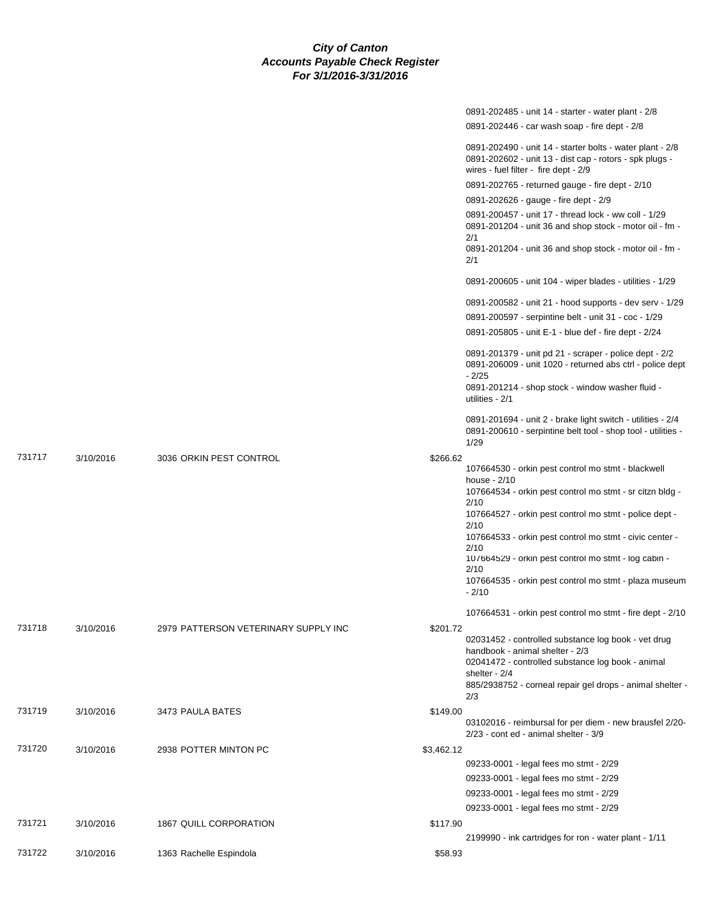***City of Canton***
***Accounts Payable Check Register***
***For 3/1/2016-3/31/2016***

| | | | | |
|---|---|---|---|---|
| | | | | 0891-202485 - unit 14 - starter - water plant - 2/8 |
| | | | | 0891-202446 - car wash soap - fire dept - 2/8 |
| | | | | 0891-202490 - unit 14 - starter bolts - water plant - 2/8 |
| | | | | 0891-202602 - unit 13 - dist cap - rotors - spk plugs - wires - fuel filter - fire dept - 2/9 |
| | | | | 0891-202765 - returned gauge - fire dept - 2/10 |
| | | | | 0891-202626 - gauge - fire dept - 2/9 |
| | | | | 0891-200457 - unit 17 - thread lock - ww coll - 1/29 |
| | | | | 0891-201204 - unit 36 and shop stock - motor oil - fm - 2/1 |
| | | | | 0891-201204 - unit 36 and shop stock - motor oil - fm - 2/1 |
| | | | | 0891-200605 - unit 104 - wiper blades - utilities - 1/29 |
| | | | | 0891-200582 - unit 21 - hood supports - dev serv - 1/29 |
| | | | | 0891-200597 - serpintine belt - unit 31 - coc - 1/29 |
| | | | | 0891-205805 - unit E-1 - blue def - fire dept - 2/24 |
| | | | | 0891-201379 - unit pd 21 - scraper - police dept - 2/2 |
| | | | | 0891-206009 - unit 1020 - returned abs ctrl - police dept - 2/25 |
| | | | | 0891-201214 - shop stock - window washer fluid - utilities - 2/1 |
| | | | | 0891-201694 - unit 2 - brake light switch - utilities - 2/4 |
| | | | | 0891-200610 - serpintine belt tool - shop tool - utilities - 1/29 |
| 731717 | 3/10/2016 | 3036 ORKIN PEST CONTROL | $266.62 | |
| | | | | 107664530 - orkin pest control mo stmt - blackwell house - 2/10 |
| | | | | 107664534 - orkin pest control mo stmt - sr citzn bldg - 2/10 |
| | | | | 107664527 - orkin pest control mo stmt - police dept - 2/10 |
| | | | | 107664533 - orkin pest control mo stmt - civic center - 2/10 |
| | | | | 107664529 - orkin pest control mo stmt - log cabin - 2/10 |
| | | | | 107664535 - orkin pest control mo stmt - plaza museum - 2/10 |
| | | | | 107664531 - orkin pest control mo stmt - fire dept - 2/10 |
| 731718 | 3/10/2016 | 2979 PATTERSON VETERINARY SUPPLY INC | $201.72 | |
| | | | | 02031452 - controlled substance log book - vet drug handbook - animal shelter - 2/3 |
| | | | | 02041472 - controlled substance log book - animal shelter - 2/4 |
| | | | | 885/2938752 - corneal repair gel drops - animal shelter - 2/3 |
| 731719 | 3/10/2016 | 3473 PAULA BATES | $149.00 | |
| | | | | 03102016 - reimbursal for per diem - new brausfel 2/20-2/23 - cont ed - animal shelter - 3/9 |
| 731720 | 3/10/2016 | 2938 POTTER MINTON PC | $3,462.12 | |
| | | | | 09233-0001 - legal fees mo stmt - 2/29 |
| | | | | 09233-0001 - legal fees mo stmt - 2/29 |
| | | | | 09233-0001 - legal fees mo stmt - 2/29 |
| | | | | 09233-0001 - legal fees mo stmt - 2/29 |
| 731721 | 3/10/2016 | 1867 QUILL CORPORATION | $117.90 | |
| | | | | 2199990 - ink cartridges for ron - water plant - 1/11 |
| 731722 | 3/10/2016 | 1363 Rachelle Espindola | $58.93 | |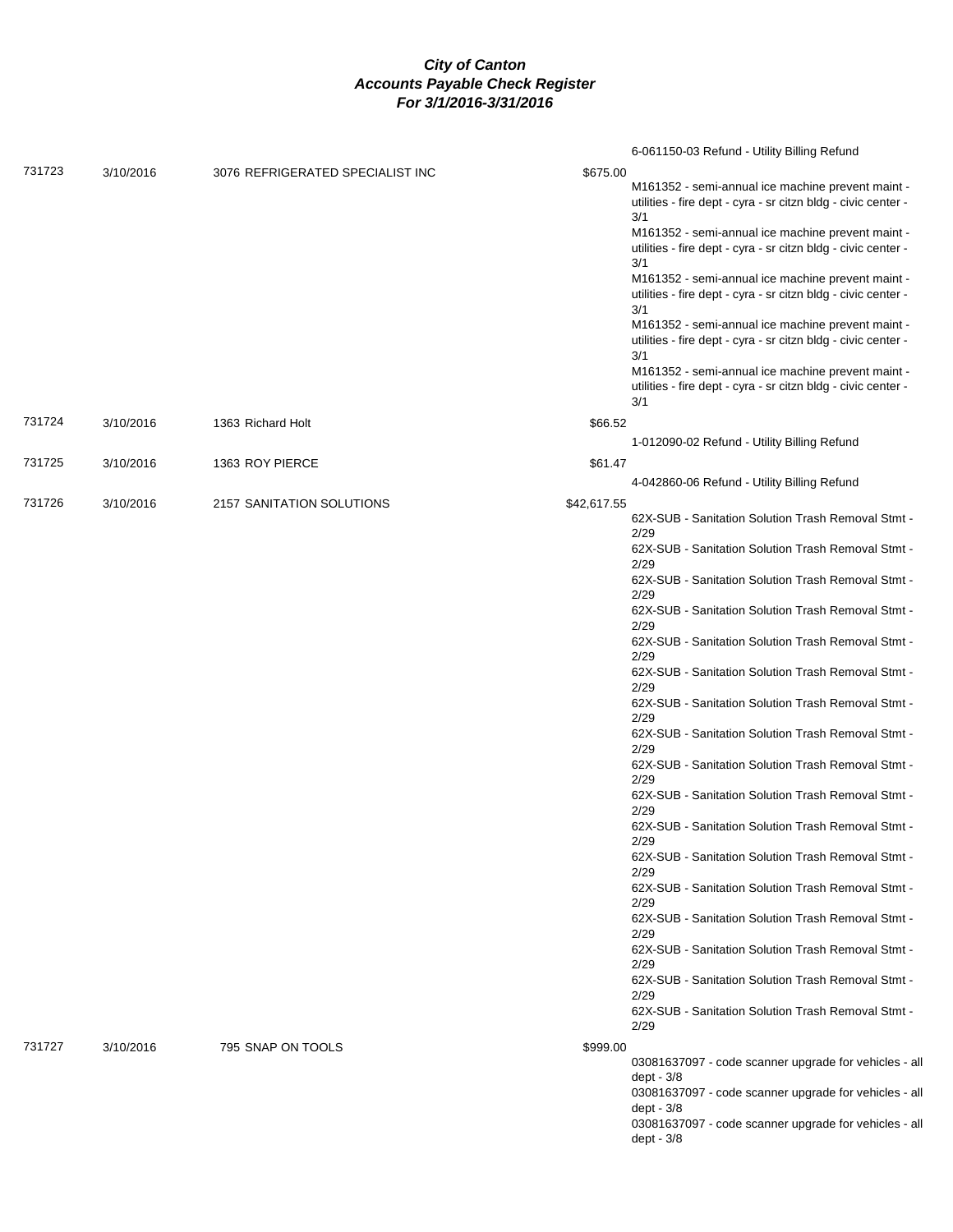# *City of Canton*
## *Accounts Payable Check Register*
### *For 3/1/2016-3/31/2016*

| Check | Date | Vendor | Amount | Description |
|---|---|---|---|---|
| | | | | 6-061150-03 Refund - Utility Billing Refund |
| 731723 | 3/10/2016 | 3076 REFRIGERATED SPECIALIST INC | $675.00 | M161352 - semi-annual ice machine prevent maint - utilities - fire dept - cyra - sr citzn bldg - civic center - 3/1 |
| | | | | M161352 - semi-annual ice machine prevent maint - utilities - fire dept - cyra - sr citzn bldg - civic center - 3/1 |
| | | | | M161352 - semi-annual ice machine prevent maint - utilities - fire dept - cyra - sr citzn bldg - civic center - 3/1 |
| | | | | M161352 - semi-annual ice machine prevent maint - utilities - fire dept - cyra - sr citzn bldg - civic center - 3/1 |
| | | | | M161352 - semi-annual ice machine prevent maint - utilities - fire dept - cyra - sr citzn bldg - civic center - 3/1 |
| 731724 | 3/10/2016 | 1363 Richard Holt | $66.52 | 1-012090-02 Refund - Utility Billing Refund |
| 731725 | 3/10/2016 | 1363 ROY PIERCE | $61.47 | 4-042860-06 Refund - Utility Billing Refund |
| 731726 | 3/10/2016 | 2157 SANITATION SOLUTIONS | $42,617.55 | 62X-SUB - Sanitation Solution Trash Removal Stmt - 2/29 |
| | | | | 62X-SUB - Sanitation Solution Trash Removal Stmt - 2/29 |
| | | | | 62X-SUB - Sanitation Solution Trash Removal Stmt - 2/29 |
| | | | | 62X-SUB - Sanitation Solution Trash Removal Stmt - 2/29 |
| | | | | 62X-SUB - Sanitation Solution Trash Removal Stmt - 2/29 |
| | | | | 62X-SUB - Sanitation Solution Trash Removal Stmt - 2/29 |
| | | | | 62X-SUB - Sanitation Solution Trash Removal Stmt - 2/29 |
| | | | | 62X-SUB - Sanitation Solution Trash Removal Stmt - 2/29 |
| | | | | 62X-SUB - Sanitation Solution Trash Removal Stmt - 2/29 |
| | | | | 62X-SUB - Sanitation Solution Trash Removal Stmt - 2/29 |
| | | | | 62X-SUB - Sanitation Solution Trash Removal Stmt - 2/29 |
| | | | | 62X-SUB - Sanitation Solution Trash Removal Stmt - 2/29 |
| | | | | 62X-SUB - Sanitation Solution Trash Removal Stmt - 2/29 |
| | | | | 62X-SUB - Sanitation Solution Trash Removal Stmt - 2/29 |
| | | | | 62X-SUB - Sanitation Solution Trash Removal Stmt - 2/29 |
| | | | | 62X-SUB - Sanitation Solution Trash Removal Stmt - 2/29 |
| | | | | 62X-SUB - Sanitation Solution Trash Removal Stmt - 2/29 |
| 731727 | 3/10/2016 | 795 SNAP ON TOOLS | $999.00 | 03081637097 - code scanner upgrade for vehicles - all dept - 3/8 |
| | | | | 03081637097 - code scanner upgrade for vehicles - all dept - 3/8 |
| | | | | 03081637097 - code scanner upgrade for vehicles - all dept - 3/8 |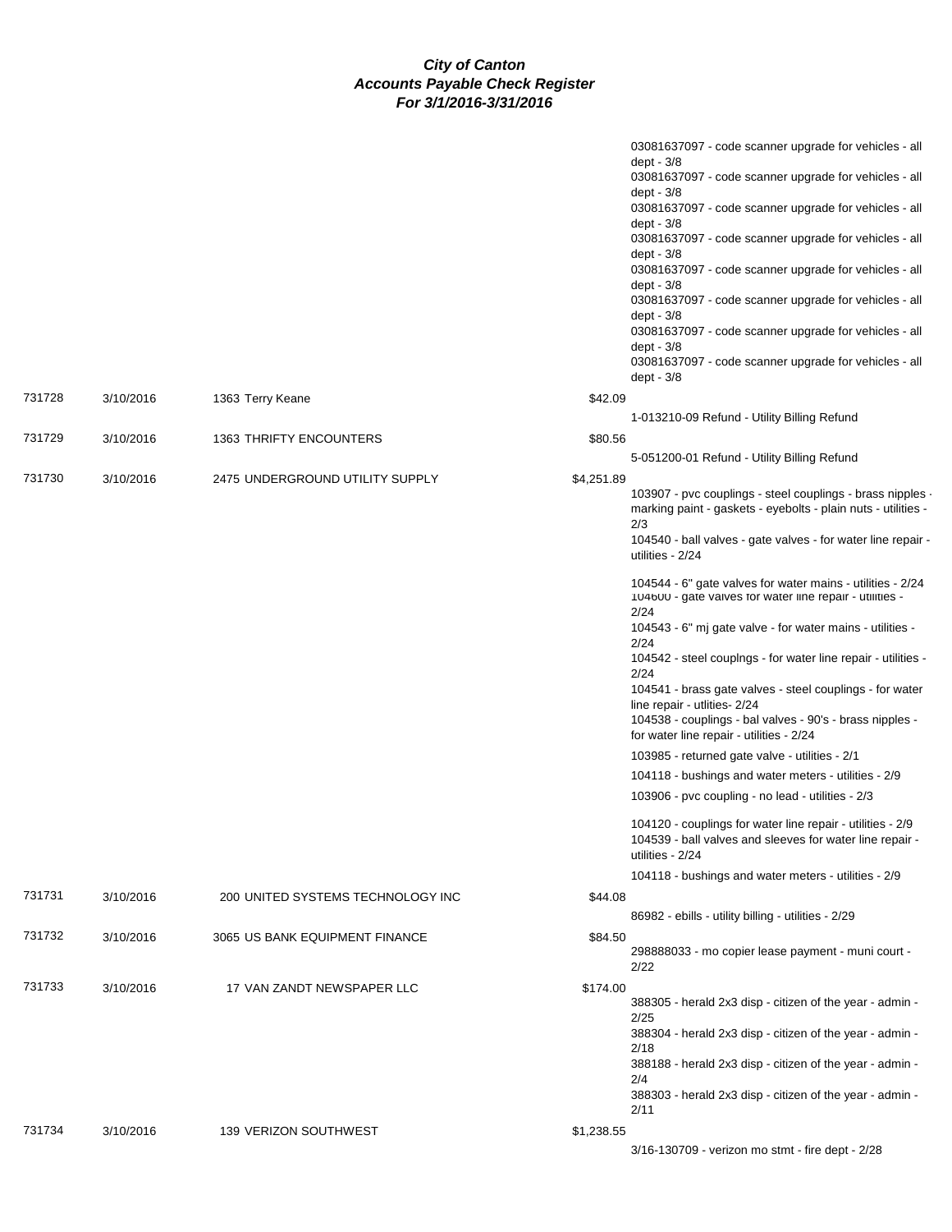# City of Canton
## Accounts Payable Check Register
### For 3/1/2016-3/31/2016

| Check # | Date | Vendor | Amount | Description |
|---|---|---|---|---|
| | | | | 03081637097 - code scanner upgrade for vehicles - all dept - 3/8 |
| | | | | 03081637097 - code scanner upgrade for vehicles - all dept - 3/8 |
| | | | | 03081637097 - code scanner upgrade for vehicles - all dept - 3/8 |
| | | | | 03081637097 - code scanner upgrade for vehicles - all dept - 3/8 |
| | | | | 03081637097 - code scanner upgrade for vehicles - all dept - 3/8 |
| | | | | 03081637097 - code scanner upgrade for vehicles - all dept - 3/8 |
| | | | | 03081637097 - code scanner upgrade for vehicles - all dept - 3/8 |
| | | | | 03081637097 - code scanner upgrade for vehicles - all dept - 3/8 |
| 731728 | 3/10/2016 | 1363 Terry Keane | $42.09 | |
| | | | | 1-013210-09 Refund - Utility Billing Refund |
| 731729 | 3/10/2016 | 1363 THRIFTY ENCOUNTERS | $80.56 | |
| | | | | 5-051200-01 Refund - Utility Billing Refund |
| 731730 | 3/10/2016 | 2475 UNDERGROUND UTILITY SUPPLY | $4,251.89 | |
| | | | | 103907 - pvc couplings - steel couplings - brass nipples - marking paint - gaskets - eyebolts - plain nuts - utilities - 2/3 |
| | | | | 104540 - ball valves - gate valves - for water line repair - utilities - 2/24 |
| | | | | 104544 - 6" gate valves for water mains - utilities - 2/24 |
| | | | | 104600 - gate valves for water line repair - utilities - 2/24 |
| | | | | 104543 - 6" mj gate valve - for water mains - utilities - 2/24 |
| | | | | 104542 - steel couplngs - for water line repair - utilities - 2/24 |
| | | | | 104541 - brass gate valves - steel couplings - for water line repair - utlities- 2/24 |
| | | | | 104538 - couplings - bal valves - 90's - brass nipples - for water line repair - utilities - 2/24 |
| | | | | 103985 - returned gate valve - utilities - 2/1 |
| | | | | 104118 - bushings and water meters - utilities - 2/9 |
| | | | | 103906 - pvc coupling - no lead - utilities - 2/3 |
| | | | | 104120 - couplings for water line repair - utilities - 2/9 |
| | | | | 104539 - ball valves and sleeves for water line repair - utilities - 2/24 |
| | | | | 104118 - bushings and water meters - utilities - 2/9 |
| 731731 | 3/10/2016 | 200 UNITED SYSTEMS TECHNOLOGY INC | $44.08 | |
| | | | | 86982 - ebills - utility billing - utilities - 2/29 |
| 731732 | 3/10/2016 | 3065 US BANK EQUIPMENT FINANCE | $84.50 | |
| | | | | 298888033 - mo copier lease payment - muni court - 2/22 |
| 731733 | 3/10/2016 | 17 VAN ZANDT NEWSPAPER LLC | $174.00 | |
| | | | | 388305 - herald 2x3 disp - citizen of the year - admin - 2/25 |
| | | | | 388304 - herald 2x3 disp - citizen of the year - admin - 2/18 |
| | | | | 388188 - herald 2x3 disp - citizen of the year - admin - 2/4 |
| | | | | 388303 - herald 2x3 disp - citizen of the year - admin - 2/11 |
| 731734 | 3/10/2016 | 139 VERIZON SOUTHWEST | $1,238.55 | |
| | | | | 3/16-130709 - verizon mo stmt - fire dept - 2/28 |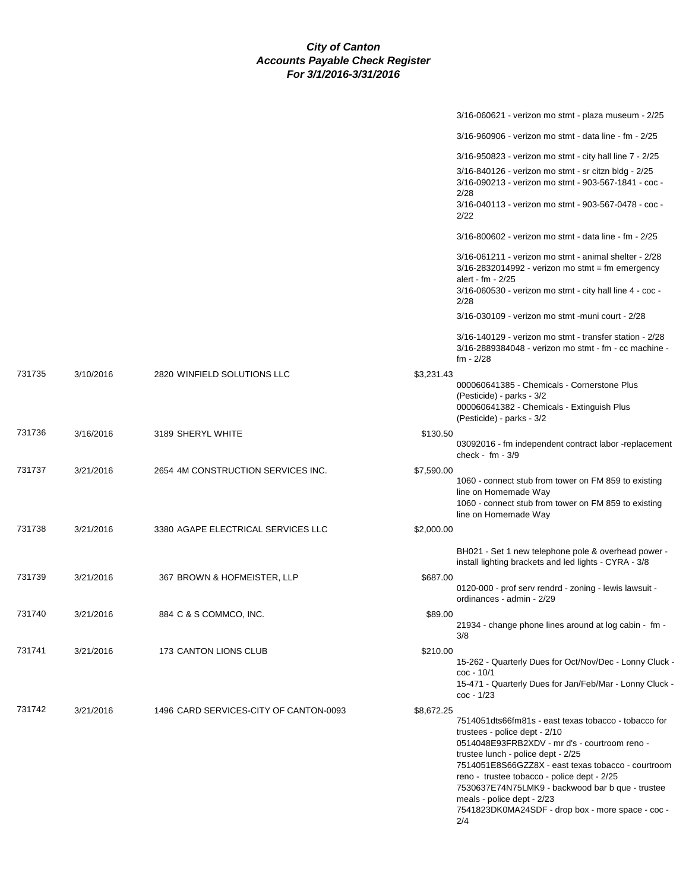# City of Canton
## Accounts Payable Check Register
### For 3/1/2016-3/31/2016

| Check # | Date | Vendor | Amount | Description |
|---|---|---|---|---|
| | | | | 3/16-060621 - verizon mo stmt - plaza museum - 2/25 |
| | | | | 3/16-960906 - verizon mo stmt - data line - fm - 2/25 |
| | | | | 3/16-950823 - verizon mo stmt - city hall line 7 - 2/25 |
| | | | | 3/16-840126 - verizon mo stmt - sr citzn bldg - 2/25 |
| | | | | 3/16-090213 - verizon mo stmt - 903-567-1841 - coc - 2/28 |
| | | | | 3/16-040113 - verizon mo stmt - 903-567-0478 - coc - 2/22 |
| | | | | 3/16-800602 - verizon mo stmt - data line - fm - 2/25 |
| | | | | 3/16-061211 - verizon mo stmt - animal shelter - 2/28 |
| | | | | 3/16-2832014992 - verizon mo stmt = fm emergency alert - fm - 2/25 |
| | | | | 3/16-060530 - verizon mo stmt - city hall line 4 - coc - 2/28 |
| | | | | 3/16-030109 - verizon mo stmt -muni court - 2/28 |
| | | | | 3/16-140129 - verizon mo stmt - transfer station - 2/28 |
| | | | | 3/16-2889384048 - verizon mo stmt - fm - cc machine - fm - 2/28 |
| 731735 | 3/10/2016 | 2820 WINFIELD SOLUTIONS LLC | $3,231.43 | 000060641385 - Chemicals - Cornerstone Plus (Pesticide) - parks - 3/2 |
| | | | | 000060641382 - Chemicals - Extinguish Plus (Pesticide) - parks - 3/2 |
| 731736 | 3/16/2016 | 3189 SHERYL WHITE | $130.50 | 03092016 - fm independent contract labor -replacement check - fm - 3/9 |
| 731737 | 3/21/2016 | 2654 4M CONSTRUCTION SERVICES INC. | $7,590.00 | 1060 - connect stub from tower on FM 859 to existing line on Homemade Way |
| | | | | 1060 - connect stub from tower on FM 859 to existing line on Homemade Way |
| 731738 | 3/21/2016 | 3380 AGAPE ELECTRICAL SERVICES LLC | $2,000.00 | BH021 - Set 1 new telephone pole & overhead power - install lighting brackets and led lights - CYRA - 3/8 |
| 731739 | 3/21/2016 | 367 BROWN & HOFMEISTER, LLP | $687.00 | 0120-000 - prof serv rendrd - zoning - lewis lawsuit - ordinances - admin - 2/29 |
| 731740 | 3/21/2016 | 884 C & S COMMCO, INC. | $89.00 | 21934 - change phone lines around at log cabin - fm - 3/8 |
| 731741 | 3/21/2016 | 173 CANTON LIONS CLUB | $210.00 | 15-262 - Quarterly Dues for Oct/Nov/Dec - Lonny Cluck - coc - 10/1 |
| | | | | 15-471 - Quarterly Dues for Jan/Feb/Mar - Lonny Cluck - coc - 1/23 |
| 731742 | 3/21/2016 | 1496 CARD SERVICES-CITY OF CANTON-0093 | $8,672.25 | 7514051dts66fm81s - east texas tobacco - tobacco for trustees - police dept - 2/10 |
| | | | | 0514048E93FRB2XDV - mr d's - courtroom reno - trustee lunch - police dept - 2/25 |
| | | | | 7514051E8S66GZZ8X - east texas tobacco - courtroom reno - trustee tobacco - police dept - 2/25 |
| | | | | 7530637E74N75LMK9 - backwood bar b que - trustee meals - police dept - 2/23 |
| | | | | 7541823DK0MA24SDF - drop box - more space - coc - 2/4 |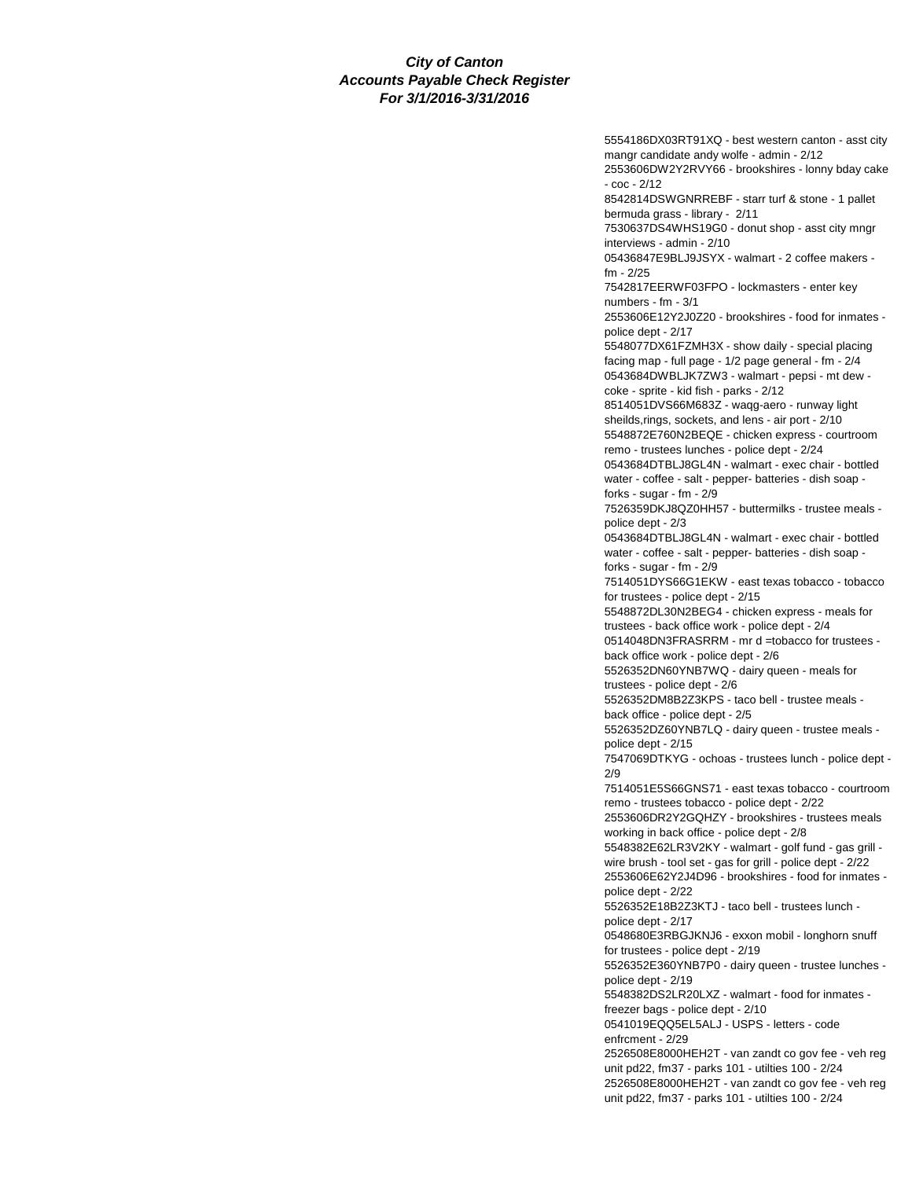***City of Canton***
***Accounts Payable Check Register***
***For 3/1/2016-3/31/2016***

5554186DX03RT91XQ - best western canton - asst city mangr candidate andy wolfe - admin - 2/12
2553606DW2Y2RVY66 - brookshires - lonny bday cake - coc - 2/12
8542814DSWGNRREBF - starr turf & stone - 1 pallet bermuda grass - library - 2/11
7530637DS4WHS19G0 - donut shop - asst city mngr interviews - admin - 2/10
05436847E9BLJ9JSYX - walmart - 2 coffee makers - fm - 2/25
7542817EERWF03FPO - lockmasters - enter key numbers - fm - 3/1
2553606E12Y2J0Z20 - brookshires - food for inmates - police dept - 2/17
5548077DX61FZMH3X - show daily - special placing facing map - full page - 1/2 page general - fm - 2/4
0543684DWBLJK7ZW3 - walmart - pepsi - mt dew - coke - sprite - kid fish - parks - 2/12
8514051DVS66M683Z - waqg-aero - runway light sheilds,rings, sockets, and lens - air port - 2/10
5548872E760N2BEQE - chicken express - courtroom remo - trustees lunches - police dept - 2/24
0543684DTBLJ8GL4N - walmart - exec chair - bottled water - coffee - salt - pepper- batteries - dish soap - forks - sugar - fm - 2/9
7526359DKJ8QZ0HH57 - buttermilks - trustee meals - police dept - 2/3
0543684DTBLJ8GL4N - walmart - exec chair - bottled water - coffee - salt - pepper- batteries - dish soap - forks - sugar - fm - 2/9
7514051DYS66G1EKW - east texas tobacco - tobacco for trustees - police dept - 2/15
5548872DL30N2BEG4 - chicken express - meals for trustees - back office work - police dept - 2/4
0514048DN3FRASRRM - mr d =tobacco for trustees - back office work - police dept - 2/6
5526352DN60YNB7WQ - dairy queen - meals for trustees - police dept - 2/6
5526352DM8B2Z3KPS - taco bell - trustee meals - back office - police dept - 2/5
5526352DZ60YNB7LQ - dairy queen - trustee meals - police dept - 2/15
7547069DTKYG - ochoas - trustees lunch - police dept - 2/9
7514051E5S66GNS71 - east texas tobacco - courtroom remo - trustees tobacco - police dept - 2/22
2553606DR2Y2GQHZY - brookshires - trustees meals working in back office - police dept - 2/8
5548382E62LR3V2KY - walmart - golf fund - gas grill - wire brush - tool set - gas for grill - police dept - 2/22
2553606E62Y2J4D96 - brookshires - food for inmates - police dept - 2/22
5526352E18B2Z3KTJ - taco bell - trustees lunch - police dept - 2/17
0548680E3RBGJKNJ6 - exxon mobil - longhorn snuff for trustees - police dept - 2/19
5526352E360YNB7P0 - dairy queen - trustee lunches - police dept - 2/19
5548382DS2LR20LXZ - walmart - food for inmates - freezer bags - police dept - 2/10
0541019EQQ5EL5ALJ - USPS - letters - code enfrcment - 2/29
2526508E8000HEH2T - van zandt co gov fee - veh reg unit pd22, fm37 - parks 101 - utilties 100 - 2/24
2526508E8000HEH2T - van zandt co gov fee - veh reg unit pd22, fm37 - parks 101 - utilties 100 - 2/24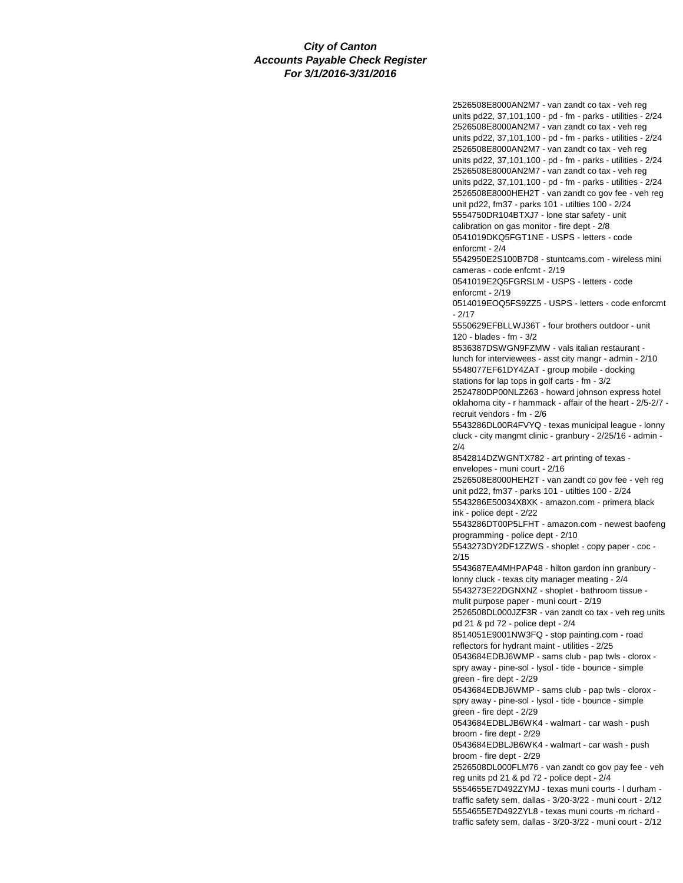***City of Canton***
***Accounts Payable Check Register***
***For 3/1/2016-3/31/2016***

2526508E8000AN2M7 - van zandt co tax - veh reg units pd22, 37,101,100 - pd - fm - parks - utilities - 2/24

2526508E8000AN2M7 - van zandt co tax - veh reg units pd22, 37,101,100 - pd - fm - parks - utilities - 2/24

2526508E8000AN2M7 - van zandt co tax - veh reg units pd22, 37,101,100 - pd - fm - parks - utilities - 2/24

2526508E8000AN2M7 - van zandt co tax - veh reg units pd22, 37,101,100 - pd - fm - parks - utilities - 2/24

2526508E8000HEH2T - van zandt co gov fee - veh reg unit pd22, fm37 - parks 101 - utilties 100 - 2/24

5554750DR104BTXJ7 - lone star safety - unit calibration on gas monitor - fire dept - 2/8

0541019DKQ5FGT1NE - USPS - letters - code enforcmt - 2/4

5542950E2S100B7D8 - stuntcams.com - wireless mini cameras - code enfcmt - 2/19

0541019E2Q5FGRSLM - USPS - letters - code enforcmt - 2/19

0514019EOQ5FS9ZZ5 - USPS - letters - code enforcmt - 2/17

5550629EFBLLWJ36T - four brothers outdoor - unit 120 - blades - fm - 3/2

8536387DSWGN9FZMW - vals italian restaurant - lunch for interviewees - asst city mangr - admin - 2/10

5548077EF61DY4ZAT - group mobile - docking stations for lap tops in golf carts - fm - 3/2

2524780DP00NLZ263 - howard johnson express hotel oklahoma city - r hammack - affair of the heart - 2/5-2/7 - recruit vendors - fm - 2/6

5543286DL00R4FVYQ - texas municipal league - lonny cluck - city mangmt clinic - granbury - 2/25/16 - admin - 2/4

8542814DZWGNTX782 - art printing of texas - envelopes - muni court - 2/16

2526508E8000HEH2T - van zandt co gov fee - veh reg unit pd22, fm37 - parks 101 - utilties 100 - 2/24

5543286E50034X8XK - amazon.com - primera black ink - police dept - 2/22

5543286DT00P5LFHT - amazon.com - newest baofeng programming - police dept - 2/10

5543273DY2DF1ZZWS - shoplet - copy paper - coc - 2/15

5543687EA4MHPAP48 - hilton gardon inn granbury - lonny cluck - texas city manager meating - 2/4

5543273E22DGNXNZ - shoplet - bathroom tissue - mulit purpose paper - muni court - 2/19

2526508DL000JZF3R - van zandt co tax - veh reg units pd 21 & pd 72 - police dept - 2/4

8514051E9001NW3FQ - stop painting.com - road reflectors for hydrant maint - utilities - 2/25

0543684EDBJ6WMP - sams club - pap twls - clorox - spry away - pine-sol - lysol - tide - bounce - simple green - fire dept - 2/29

0543684EDBJ6WMP - sams club - pap twls - clorox - spry away - pine-sol - lysol - tide - bounce - simple green - fire dept - 2/29

0543684EDBLJB6WK4 - walmart - car wash - push broom - fire dept - 2/29

0543684EDBLJB6WK4 - walmart - car wash - push broom - fire dept - 2/29

2526508DL000FLM76 - van zandt co gov pay fee - veh reg units pd 21 & pd 72 - police dept - 2/4

5554655E7D492ZYMJ - texas muni courts - l durham - traffic safety sem, dallas - 3/20-3/22 - muni court - 2/12

5554655E7D492ZYL8 - texas muni courts -m richard - traffic safety sem, dallas - 3/20-3/22 - muni court - 2/12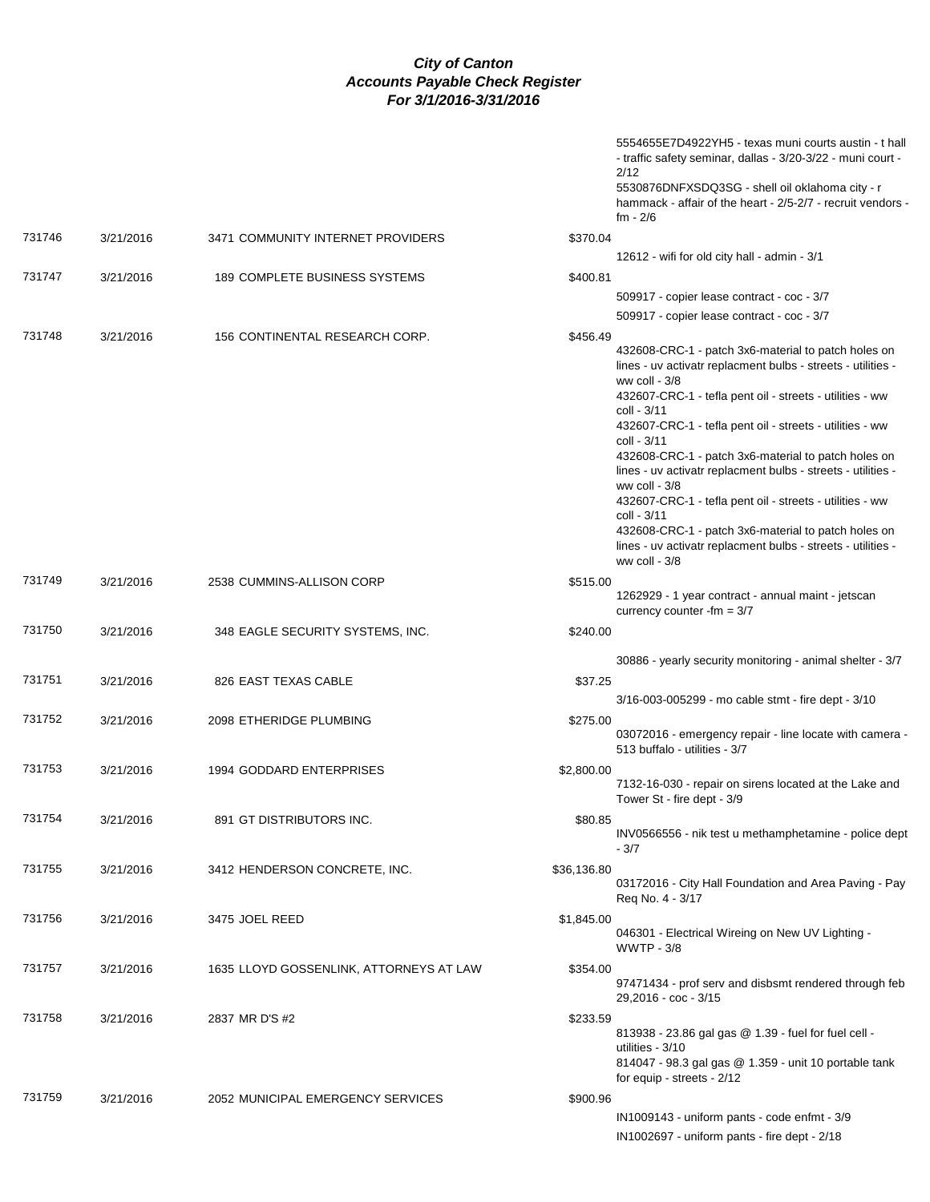# *City of Canton*
## *Accounts Payable Check Register*
### *For 3/1/2016-3/31/2016*

| Check # | Date | Vendor | Amount | Description |
|---|---|---|---|---|
| | | | | 5554655E7D4922YH5 - texas muni courts austin - t hall - traffic safety seminar, dallas - 3/20-3/22 - muni court - 2/12<br>5530876DNFXSDQ3SG - shell oil oklahoma city - r hammack - affair of the heart - 2/5-2/7 - recruit vendors - fm - 2/6 |
| 731746 | 3/21/2016 | 3471 COMMUNITY INTERNET PROVIDERS | $370.04 | |
| | | | | 12612 - wifi for old city hall - admin - 3/1 |
| 731747 | 3/21/2016 | 189 COMPLETE BUSINESS SYSTEMS | $400.81 | |
| | | | | 509917 - copier lease contract - coc - 3/7 |
| | | | | 509917 - copier lease contract - coc - 3/7 |
| 731748 | 3/21/2016 | 156 CONTINENTAL RESEARCH CORP. | $456.49 | |
| | | | | 432608-CRC-1 - patch 3x6-material to patch holes on lines - uv activatr replacment bulbs - streets - utilities - ww coll - 3/8<br>432607-CRC-1 - tefla pent oil - streets - utilities - ww coll - 3/11<br>432607-CRC-1 - tefla pent oil - streets - utilities - ww coll - 3/11<br>432608-CRC-1 - patch 3x6-material to patch holes on lines - uv activatr replacment bulbs - streets - utilities - ww coll - 3/8<br>432607-CRC-1 - tefla pent oil - streets - utilities - ww coll - 3/11<br>432608-CRC-1 - patch 3x6-material to patch holes on lines - uv activatr replacment bulbs - streets - utilities - ww coll - 3/8 |
| 731749 | 3/21/2016 | 2538 CUMMINS-ALLISON CORP | $515.00 | |
| | | | | 1262929 - 1 year contract - annual maint - jetscan currency counter -fm = 3/7 |
| 731750 | 3/21/2016 | 348 EAGLE SECURITY SYSTEMS, INC. | $240.00 | |
| | | | | 30886 - yearly security monitoring - animal shelter - 3/7 |
| 731751 | 3/21/2016 | 826 EAST TEXAS CABLE | $37.25 | |
| | | | | 3/16-003-005299 - mo cable stmt - fire dept - 3/10 |
| 731752 | 3/21/2016 | 2098 ETHERIDGE PLUMBING | $275.00 | |
| | | | | 03072016 - emergency repair - line locate with camera - 513 buffalo - utilities - 3/7 |
| 731753 | 3/21/2016 | 1994 GODDARD ENTERPRISES | $2,800.00 | |
| | | | | 7132-16-030 - repair on sirens located at the Lake and Tower St - fire dept - 3/9 |
| 731754 | 3/21/2016 | 891 GT DISTRIBUTORS INC. | $80.85 | |
| | | | | INV0566556 - nik test u methamphetamine - police dept - 3/7 |
| 731755 | 3/21/2016 | 3412 HENDERSON CONCRETE, INC. | $36,136.80 | |
| | | | | 03172016 - City Hall Foundation and Area Paving - Pay Req No. 4 - 3/17 |
| 731756 | 3/21/2016 | 3475 JOEL REED | $1,845.00 | |
| | | | | 046301 - Electrical Wireing on New UV Lighting - WWTP - 3/8 |
| 731757 | 3/21/2016 | 1635 LLOYD GOSSENLINK, ATTORNEYS AT LAW | $354.00 | |
| | | | | 97471434 - prof serv and disbsmt rendered through feb 29,2016 - coc - 3/15 |
| 731758 | 3/21/2016 | 2837 MR D'S #2 | $233.59 | |
| | | | | 813938 - 23.86 gal gas @ 1.39 - fuel for fuel cell - utilities - 3/10<br>814047 - 98.3 gal gas @ 1.359 - unit 10 portable tank for equip - streets - 2/12 |
| 731759 | 3/21/2016 | 2052 MUNICIPAL EMERGENCY SERVICES | $900.96 | |
| | | | | IN1009143 - uniform pants - code enfmt - 3/9 |
| | | | | IN1002697 - uniform pants - fire dept - 2/18 |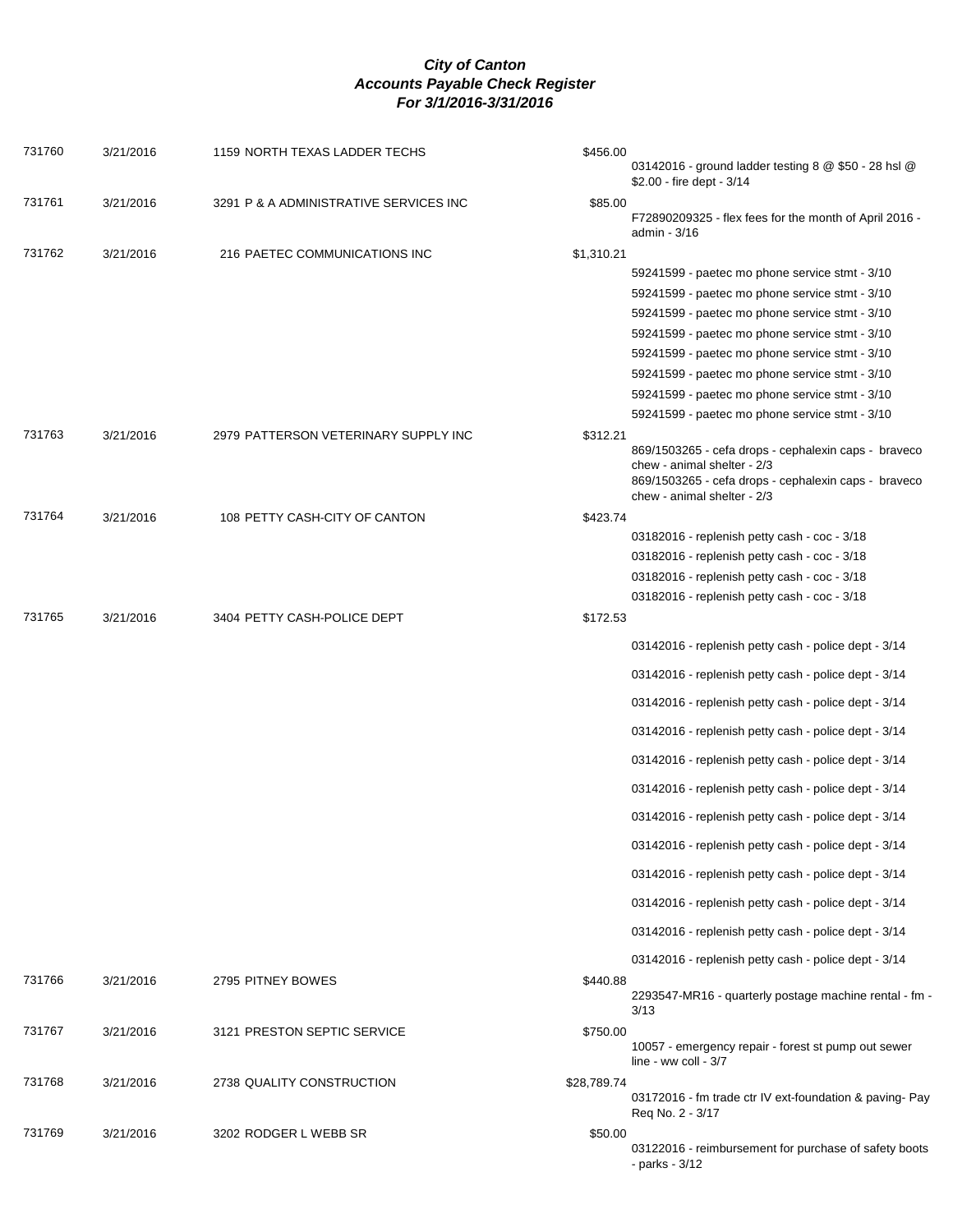# *City of Canton*
## *Accounts Payable Check Register*
### *For 3/1/2016-3/31/2016*

| Check | Date | Vendor | Amount | Description |
|---|---|---|---|---|
| 731760 | 3/21/2016 | 1159 NORTH TEXAS LADDER TECHS | $456.00 | 03142016 - ground ladder testing 8 @ $50 - 28 hsl @ $2.00 - fire dept - 3/14 |
| 731761 | 3/21/2016 | 3291 P & A ADMINISTRATIVE SERVICES INC | $85.00 | F72890209325 - flex fees for the month of April 2016 - admin - 3/16 |
| 731762 | 3/21/2016 | 216 PAETEC COMMUNICATIONS INC | $1,310.21 | 59241599 - paetec mo phone service stmt - 3/10 |
| | | | | 59241599 - paetec mo phone service stmt - 3/10 |
| | | | | 59241599 - paetec mo phone service stmt - 3/10 |
| | | | | 59241599 - paetec mo phone service stmt - 3/10 |
| | | | | 59241599 - paetec mo phone service stmt - 3/10 |
| | | | | 59241599 - paetec mo phone service stmt - 3/10 |
| | | | | 59241599 - paetec mo phone service stmt - 3/10 |
| | | | | 59241599 - paetec mo phone service stmt - 3/10 |
| 731763 | 3/21/2016 | 2979 PATTERSON VETERINARY SUPPLY INC | $312.21 | 869/1503265 - cefa drops - cephalexin caps - braveco chew - animal shelter - 2/3 |
| | | | | 869/1503265 - cefa drops - cephalexin caps - braveco chew - animal shelter - 2/3 |
| 731764 | 3/21/2016 | 108 PETTY CASH-CITY OF CANTON | $423.74 | 03182016 - replenish petty cash - coc - 3/18 |
| | | | | 03182016 - replenish petty cash - coc - 3/18 |
| | | | | 03182016 - replenish petty cash - coc - 3/18 |
| | | | | 03182016 - replenish petty cash - coc - 3/18 |
| 731765 | 3/21/2016 | 3404 PETTY CASH-POLICE DEPT | $172.53 | 03142016 - replenish petty cash - police dept - 3/14 |
| | | | | 03142016 - replenish petty cash - police dept - 3/14 |
| | | | | 03142016 - replenish petty cash - police dept - 3/14 |
| | | | | 03142016 - replenish petty cash - police dept - 3/14 |
| | | | | 03142016 - replenish petty cash - police dept - 3/14 |
| | | | | 03142016 - replenish petty cash - police dept - 3/14 |
| | | | | 03142016 - replenish petty cash - police dept - 3/14 |
| | | | | 03142016 - replenish petty cash - police dept - 3/14 |
| | | | | 03142016 - replenish petty cash - police dept - 3/14 |
| | | | | 03142016 - replenish petty cash - police dept - 3/14 |
| | | | | 03142016 - replenish petty cash - police dept - 3/14 |
| | | | | 03142016 - replenish petty cash - police dept - 3/14 |
| 731766 | 3/21/2016 | 2795 PITNEY BOWES | $440.88 | 2293547-MR16 - quarterly postage machine rental - fm - 3/13 |
| 731767 | 3/21/2016 | 3121 PRESTON SEPTIC SERVICE | $750.00 | 10057 - emergency repair - forest st pump out sewer line - ww coll - 3/7 |
| 731768 | 3/21/2016 | 2738 QUALITY CONSTRUCTION | $28,789.74 | 03172016 - fm trade ctr IV ext-foundation & paving- Pay Req No. 2 - 3/17 |
| 731769 | 3/21/2016 | 3202 RODGER L WEBB SR | $50.00 | 03122016 - reimbursement for purchase of safety boots - parks - 3/12 |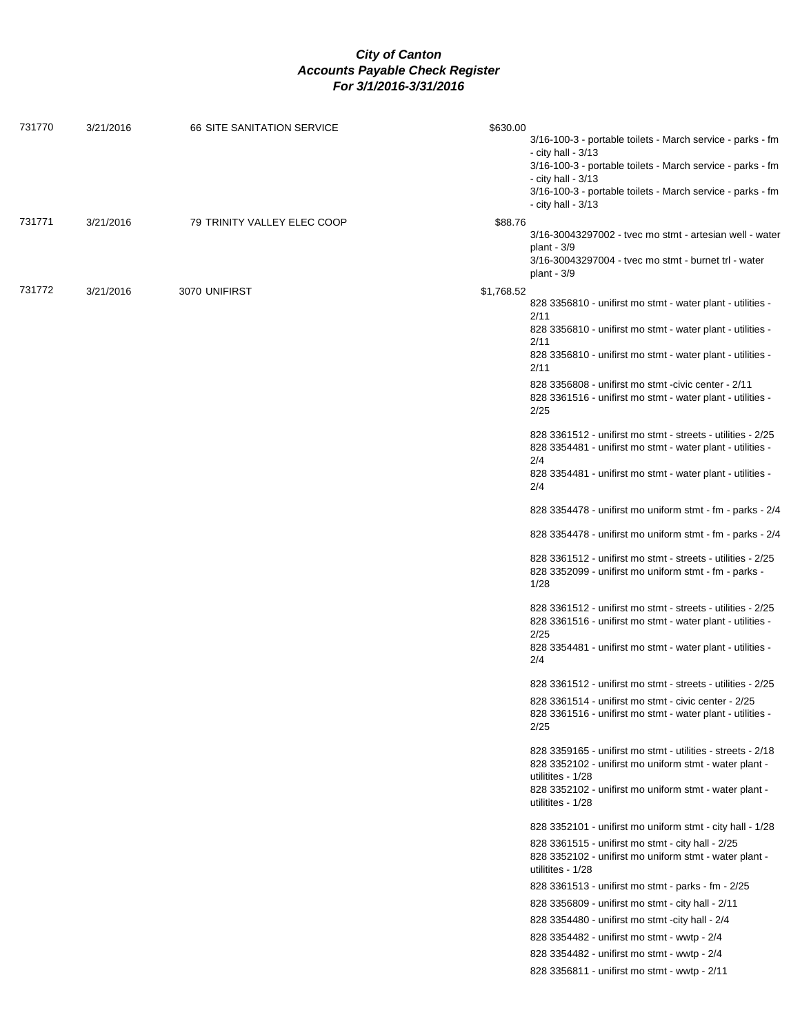# City of Canton
# Accounts Payable Check Register
# For 3/1/2016-3/31/2016

| Check No. | Date | Vendor | Amount | Description |
|---|---|---|---|---|
| 731770 | 3/21/2016 | 66 SITE SANITATION SERVICE | $630.00 | 3/16-100-3 - portable toilets - March service - parks - fm - city hall - 3/13 |
| | | | | 3/16-100-3 - portable toilets - March service - parks - fm - city hall - 3/13 |
| | | | | 3/16-100-3 - portable toilets - March service - parks - fm - city hall - 3/13 |
| 731771 | 3/21/2016 | 79 TRINITY VALLEY ELEC COOP | $88.76 | 3/16-30043297002 - tvec mo stmt - artesian well - water plant - 3/9 |
| | | | | 3/16-30043297004 - tvec mo stmt - burnet trl - water plant - 3/9 |
| 731772 | 3/21/2016 | 3070 UNIFIRST | $1,768.52 | 828 3356810 - unifirst mo stmt - water plant - utilities - 2/11 |
| | | | | 828 3356810 - unifirst mo stmt - water plant - utilities - 2/11 |
| | | | | 828 3356810 - unifirst mo stmt - water plant - utilities - 2/11 |
| | | | | 828 3356808 - unifirst mo stmt -civic center - 2/11 |
| | | | | 828 3361516 - unifirst mo stmt - water plant - utilities - 2/25 |
| | | | | 828 3361512 - unifirst mo stmt - streets - utilities - 2/25 |
| | | | | 828 3354481 - unifirst mo stmt - water plant - utilities - 2/4 |
| | | | | 828 3354481 - unifirst mo stmt - water plant - utilities - 2/4 |
| | | | | 828 3354478 - unifirst mo uniform stmt - fm - parks - 2/4 |
| | | | | 828 3354478 - unifirst mo uniform stmt - fm - parks - 2/4 |
| | | | | 828 3361512 - unifirst mo stmt - streets - utilities - 2/25 |
| | | | | 828 3352099 - unifirst mo uniform stmt - fm - parks - 1/28 |
| | | | | 828 3361512 - unifirst mo stmt - streets - utilities - 2/25 |
| | | | | 828 3361516 - unifirst mo stmt - water plant - utilities - 2/25 |
| | | | | 828 3354481 - unifirst mo stmt - water plant - utilities - 2/4 |
| | | | | 828 3361512 - unifirst mo stmt - streets - utilities - 2/25 |
| | | | | 828 3361514 - unifirst mo stmt - civic center - 2/25 |
| | | | | 828 3361516 - unifirst mo stmt - water plant - utilities - 2/25 |
| | | | | 828 3359165 - unifirst mo stmt - utilities - streets - 2/18 |
| | | | | 828 3352102 - unifirst mo uniform stmt - water plant - utilitites - 1/28 |
| | | | | 828 3352102 - unifirst mo uniform stmt - water plant - utilitites - 1/28 |
| | | | | 828 3352101 - unifirst mo uniform stmt - city hall - 1/28 |
| | | | | 828 3361515 - unifirst mo stmt - city hall - 2/25 |
| | | | | 828 3352102 - unifirst mo uniform stmt - water plant - utilitites - 1/28 |
| | | | | 828 3361513 - unifirst mo stmt - parks - fm - 2/25 |
| | | | | 828 3356809 - unifirst mo stmt - city hall - 2/11 |
| | | | | 828 3354480 - unifirst mo stmt -city hall - 2/4 |
| | | | | 828 3354482 - unifirst mo stmt - wwtp - 2/4 |
| | | | | 828 3354482 - unifirst mo stmt - wwtp - 2/4 |
| | | | | 828 3356811 - unifirst mo stmt - wwtp - 2/11 |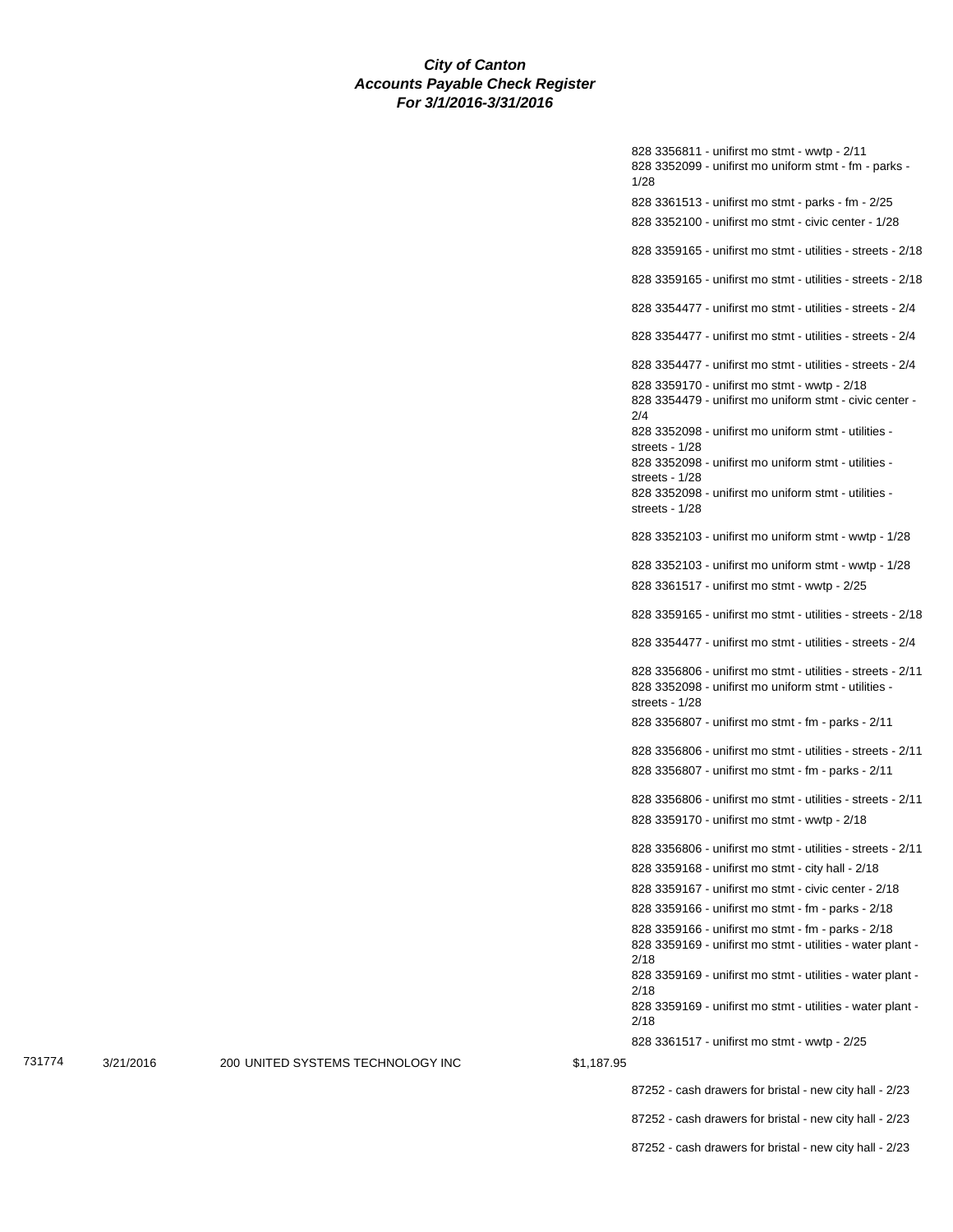**City of Canton**
**Accounts Payable Check Register**
**For 3/1/2016-3/31/2016**

| Check | Date | Vendor | Amount | Description |
|---|---|---|---|---|
| | | | | 828 3356811 - unifirst mo stmt - wwtp - 2/11 |
| | | | | 828 3352099 - unifirst mo uniform stmt - fm - parks - 1/28 |
| | | | | 828 3361513 - unifirst mo stmt - parks - fm - 2/25 |
| | | | | 828 3352100 - unifirst mo stmt - civic center - 1/28 |
| | | | | 828 3359165 - unifirst mo stmt - utilities - streets - 2/18 |
| | | | | 828 3359165 - unifirst mo stmt - utilities - streets - 2/18 |
| | | | | 828 3354477 - unifirst mo stmt - utilities - streets - 2/4 |
| | | | | 828 3354477 - unifirst mo stmt - utilities - streets - 2/4 |
| | | | | 828 3354477 - unifirst mo stmt - utilities - streets - 2/4 |
| | | | | 828 3359170 - unifirst mo stmt - wwtp - 2/18 |
| | | | | 828 3354479 - unifirst mo uniform stmt - civic center - 2/4 |
| | | | | 828 3352098 - unifirst mo uniform stmt - utilities - streets - 1/28 |
| | | | | 828 3352098 - unifirst mo uniform stmt - utilities - streets - 1/28 |
| | | | | 828 3352098 - unifirst mo uniform stmt - utilities - streets - 1/28 |
| | | | | 828 3352103 - unifirst mo uniform stmt - wwtp - 1/28 |
| | | | | 828 3352103 - unifirst mo uniform stmt - wwtp - 1/28 |
| | | | | 828 3361517 - unifirst mo stmt - wwtp - 2/25 |
| | | | | 828 3359165 - unifirst mo stmt - utilities - streets - 2/18 |
| | | | | 828 3354477 - unifirst mo stmt - utilities - streets - 2/4 |
| | | | | 828 3356806 - unifirst mo stmt - utilities - streets - 2/11 |
| | | | | 828 3352098 - unifirst mo uniform stmt - utilities - streets - 1/28 |
| | | | | 828 3356807 - unifirst mo stmt - fm - parks - 2/11 |
| | | | | 828 3356806 - unifirst mo stmt - utilities - streets - 2/11 |
| | | | | 828 3356807 - unifirst mo stmt - fm - parks - 2/11 |
| | | | | 828 3356806 - unifirst mo stmt - utilities - streets - 2/11 |
| | | | | 828 3359170 - unifirst mo stmt - wwtp - 2/18 |
| | | | | 828 3356806 - unifirst mo stmt - utilities - streets - 2/11 |
| | | | | 828 3359168 - unifirst mo stmt - city hall - 2/18 |
| | | | | 828 3359167 - unifirst mo stmt - civic center - 2/18 |
| | | | | 828 3359166 - unifirst mo stmt - fm - parks - 2/18 |
| | | | | 828 3359166 - unifirst mo stmt - fm - parks - 2/18 |
| | | | | 828 3359169 - unifirst mo stmt - utilities - water plant - 2/18 |
| | | | | 828 3359169 - unifirst mo stmt - utilities - water plant - 2/18 |
| | | | | 828 3359169 - unifirst mo stmt - utilities - water plant - 2/18 |
| | | | | 828 3361517 - unifirst mo stmt - wwtp - 2/25 |
| 731774 | 3/21/2016 | 200 UNITED SYSTEMS TECHNOLOGY INC | $1,187.95 | |
| | | | | 87252 - cash drawers for bristal - new city hall - 2/23 |
| | | | | 87252 - cash drawers for bristal - new city hall - 2/23 |
| | | | | 87252 - cash drawers for bristal - new city hall - 2/23 |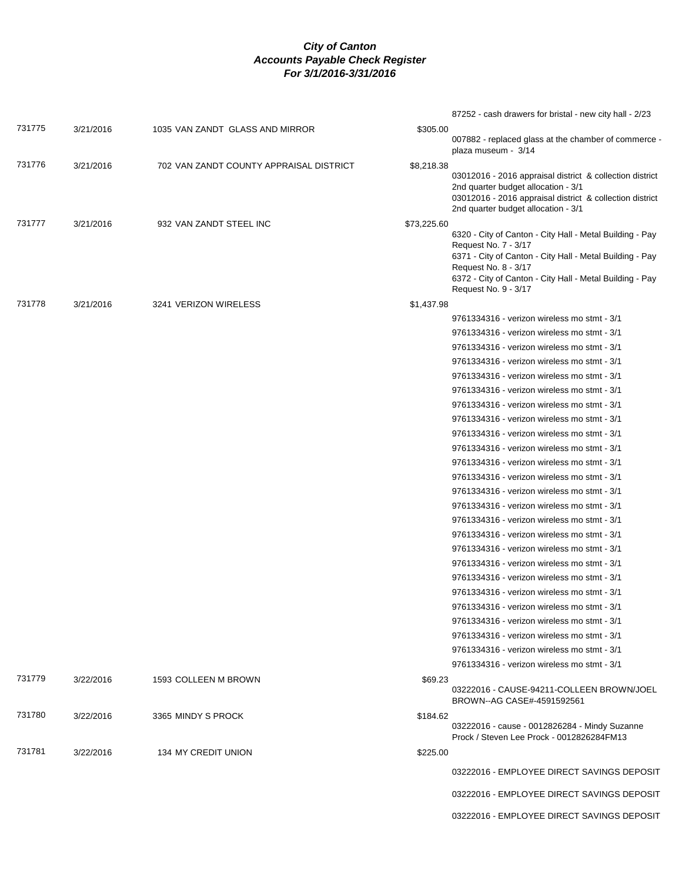***City of Canton***
***Accounts Payable Check Register***
***For 3/1/2016-3/31/2016***

| | | | | |
|---|---|---|---|---|
| | | | | 87252 - cash drawers for bristal - new city hall - 2/23 |
| 731775 | 3/21/2016 | 1035 VAN ZANDT GLASS AND MIRROR | $305.00 | |
| | | | | 007882 - replaced glass at the chamber of commerce - plaza museum - 3/14 |
| 731776 | 3/21/2016 | 702 VAN ZANDT COUNTY APPRAISAL DISTRICT | $8,218.38 | |
| | | | | 03012016 - 2016 appraisal district & collection district 2nd quarter budget allocation - 3/1 |
| | | | | 03012016 - 2016 appraisal district & collection district 2nd quarter budget allocation - 3/1 |
| 731777 | 3/21/2016 | 932 VAN ZANDT STEEL INC | $73,225.60 | |
| | | | | 6320 - City of Canton - City Hall - Metal Building - Pay Request No. 7 - 3/17 |
| | | | | 6371 - City of Canton - City Hall - Metal Building - Pay Request No. 8 - 3/17 |
| | | | | 6372 - City of Canton - City Hall - Metal Building - Pay Request No. 9 - 3/17 |
| 731778 | 3/21/2016 | 3241 VERIZON WIRELESS | $1,437.98 | |
| | | | | 9761334316 - verizon wireless mo stmt - 3/1 |
| | | | | 9761334316 - verizon wireless mo stmt - 3/1 |
| | | | | 9761334316 - verizon wireless mo stmt - 3/1 |
| | | | | 9761334316 - verizon wireless mo stmt - 3/1 |
| | | | | 9761334316 - verizon wireless mo stmt - 3/1 |
| | | | | 9761334316 - verizon wireless mo stmt - 3/1 |
| | | | | 9761334316 - verizon wireless mo stmt - 3/1 |
| | | | | 9761334316 - verizon wireless mo stmt - 3/1 |
| | | | | 9761334316 - verizon wireless mo stmt - 3/1 |
| | | | | 9761334316 - verizon wireless mo stmt - 3/1 |
| | | | | 9761334316 - verizon wireless mo stmt - 3/1 |
| | | | | 9761334316 - verizon wireless mo stmt - 3/1 |
| | | | | 9761334316 - verizon wireless mo stmt - 3/1 |
| | | | | 9761334316 - verizon wireless mo stmt - 3/1 |
| | | | | 9761334316 - verizon wireless mo stmt - 3/1 |
| | | | | 9761334316 - verizon wireless mo stmt - 3/1 |
| | | | | 9761334316 - verizon wireless mo stmt - 3/1 |
| | | | | 9761334316 - verizon wireless mo stmt - 3/1 |
| | | | | 9761334316 - verizon wireless mo stmt - 3/1 |
| | | | | 9761334316 - verizon wireless mo stmt - 3/1 |
| | | | | 9761334316 - verizon wireless mo stmt - 3/1 |
| | | | | 9761334316 - verizon wireless mo stmt - 3/1 |
| | | | | 9761334316 - verizon wireless mo stmt - 3/1 |
| | | | | 9761334316 - verizon wireless mo stmt - 3/1 |
| | | | | 9761334316 - verizon wireless mo stmt - 3/1 |
| 731779 | 3/22/2016 | 1593 COLLEEN M BROWN | $69.23 | |
| | | | | 03222016 - CAUSE-94211-COLLEEN BROWN/JOEL BROWN--AG CASE#-4591592561 |
| 731780 | 3/22/2016 | 3365 MINDY S PROCK | $184.62 | |
| | | | | 03222016 - cause - 0012826284 - Mindy Suzanne Prock / Steven Lee Prock - 0012826284FM13 |
| 731781 | 3/22/2016 | 134 MY CREDIT UNION | $225.00 | |
| | | | | 03222016 - EMPLOYEE DIRECT SAVINGS DEPOSIT |
| | | | | 03222016 - EMPLOYEE DIRECT SAVINGS DEPOSIT |
| | | | | 03222016 - EMPLOYEE DIRECT SAVINGS DEPOSIT |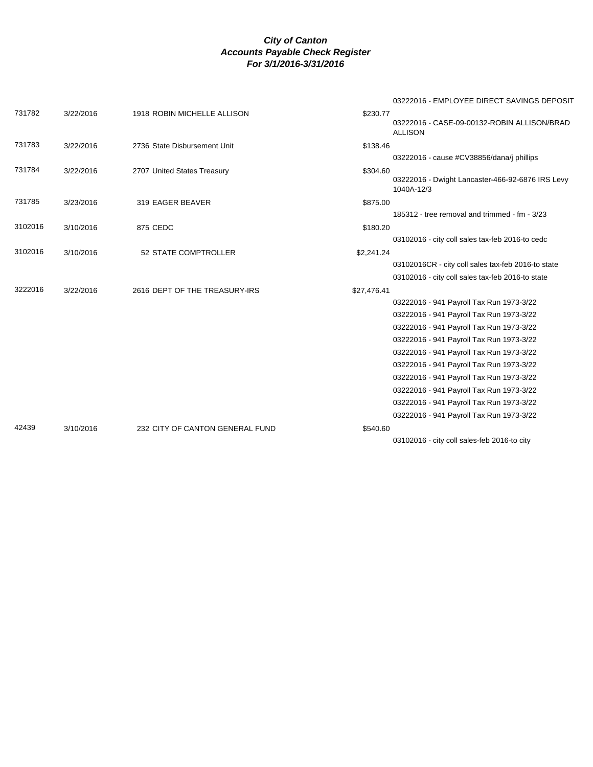# City of Canton
## Accounts Payable Check Register
### For 3/1/2016-3/31/2016

| | | | | |
|---|---|---|---|---|
| | | | | 03222016 - EMPLOYEE DIRECT SAVINGS DEPOSIT |
| 731782 | 3/22/2016 | 1918 ROBIN MICHELLE ALLISON | $230.77 | |
| | | | | 03222016 - CASE-09-00132-ROBIN ALLISON/BRAD ALLISON |
| 731783 | 3/22/2016 | 2736 State Disbursement Unit | $138.46 | |
| | | | | 03222016 - cause #CV38856/dana/j phillips |
| 731784 | 3/22/2016 | 2707 United States Treasury | $304.60 | |
| | | | | 03222016 - Dwight Lancaster-466-92-6876 IRS Levy 1040A-12/3 |
| 731785 | 3/23/2016 | 319 EAGER BEAVER | $875.00 | |
| | | | | 185312 - tree removal and trimmed - fm - 3/23 |
| 3102016 | 3/10/2016 | 875 CEDC | $180.20 | |
| | | | | 03102016 - city coll sales tax-feb 2016-to cedc |
| 3102016 | 3/10/2016 | 52 STATE COMPTROLLER | $2,241.24 | |
| | | | | 03102016CR - city coll sales tax-feb 2016-to state |
| | | | | 03102016 - city coll sales tax-feb 2016-to state |
| 3222016 | 3/22/2016 | 2616 DEPT OF THE TREASURY-IRS | $27,476.41 | |
| | | | | 03222016 - 941 Payroll Tax Run 1973-3/22 |
| | | | | 03222016 - 941 Payroll Tax Run 1973-3/22 |
| | | | | 03222016 - 941 Payroll Tax Run 1973-3/22 |
| | | | | 03222016 - 941 Payroll Tax Run 1973-3/22 |
| | | | | 03222016 - 941 Payroll Tax Run 1973-3/22 |
| | | | | 03222016 - 941 Payroll Tax Run 1973-3/22 |
| | | | | 03222016 - 941 Payroll Tax Run 1973-3/22 |
| | | | | 03222016 - 941 Payroll Tax Run 1973-3/22 |
| | | | | 03222016 - 941 Payroll Tax Run 1973-3/22 |
| | | | | 03222016 - 941 Payroll Tax Run 1973-3/22 |
| 42439 | 3/10/2016 | 232 CITY OF CANTON GENERAL FUND | $540.60 | |
| | | | | 03102016 - city coll sales-feb 2016-to city |